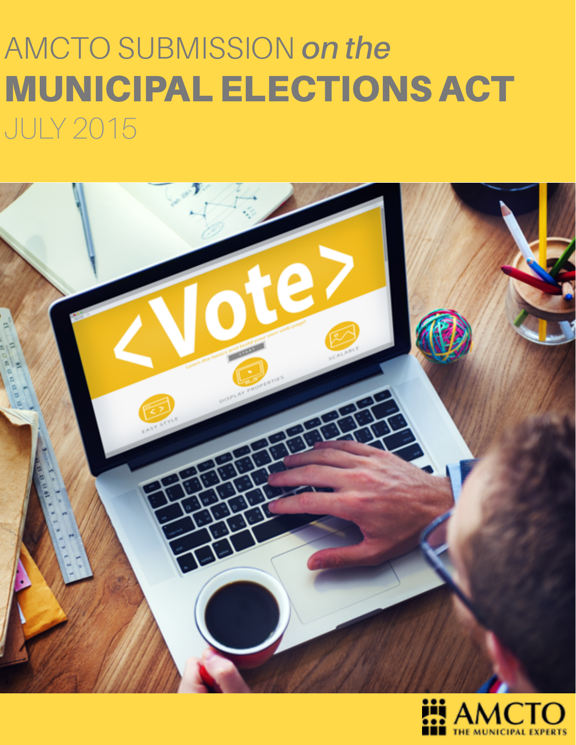# AMCTO SUBMISSION *on the*
# MUNICIPAL ELECTIONS ACT
JULY 2015

AMCTO THE MUNICIPAL EXPERTS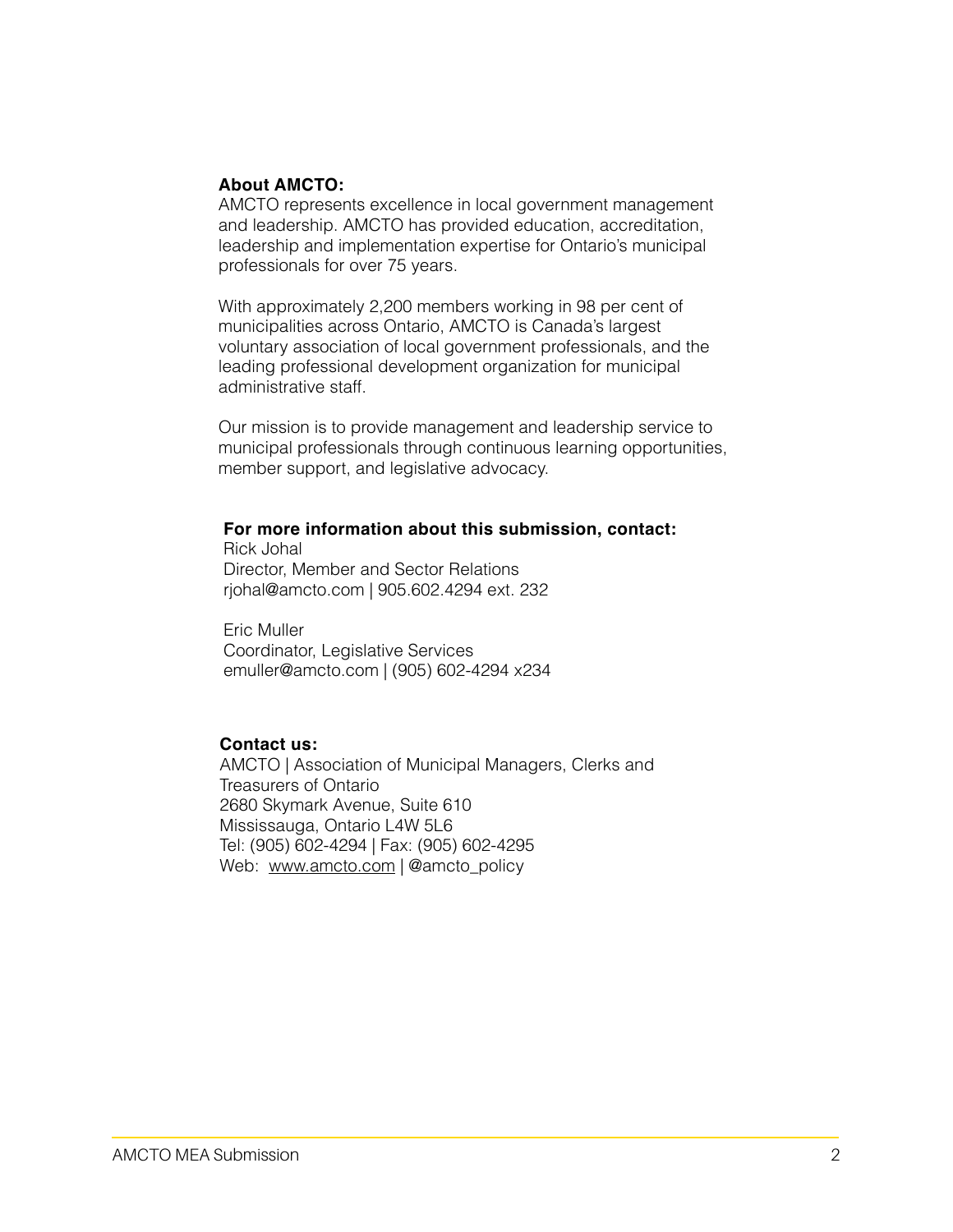**About AMCTO:**

AMCTO represents excellence in local government management and leadership. AMCTO has provided education, accreditation, leadership and implementation expertise for Ontario's municipal professionals for over 75 years.

With approximately 2,200 members working in 98 per cent of municipalities across Ontario, AMCTO is Canada's largest voluntary association of local government professionals, and the leading professional development organization for municipal administrative staff.

Our mission is to provide management and leadership service to municipal professionals through continuous learning opportunities, member support, and legislative advocacy.

**For more information about this submission, contact:**

Rick Johal
Director, Member and Sector Relations
rjohal@amcto.com | 905.602.4294 ext. 232

Eric Muller
Coordinator, Legislative Services
emuller@amcto.com | (905) 602-4294 x234

**Contact us:**

AMCTO | Association of Municipal Managers, Clerks and Treasurers of Ontario
2680 Skymark Avenue, Suite 610
Mississauga, Ontario L4W 5L6
Tel: (905) 602-4294 | Fax: (905) 602-4295
Web: www.amcto.com | @amcto_policy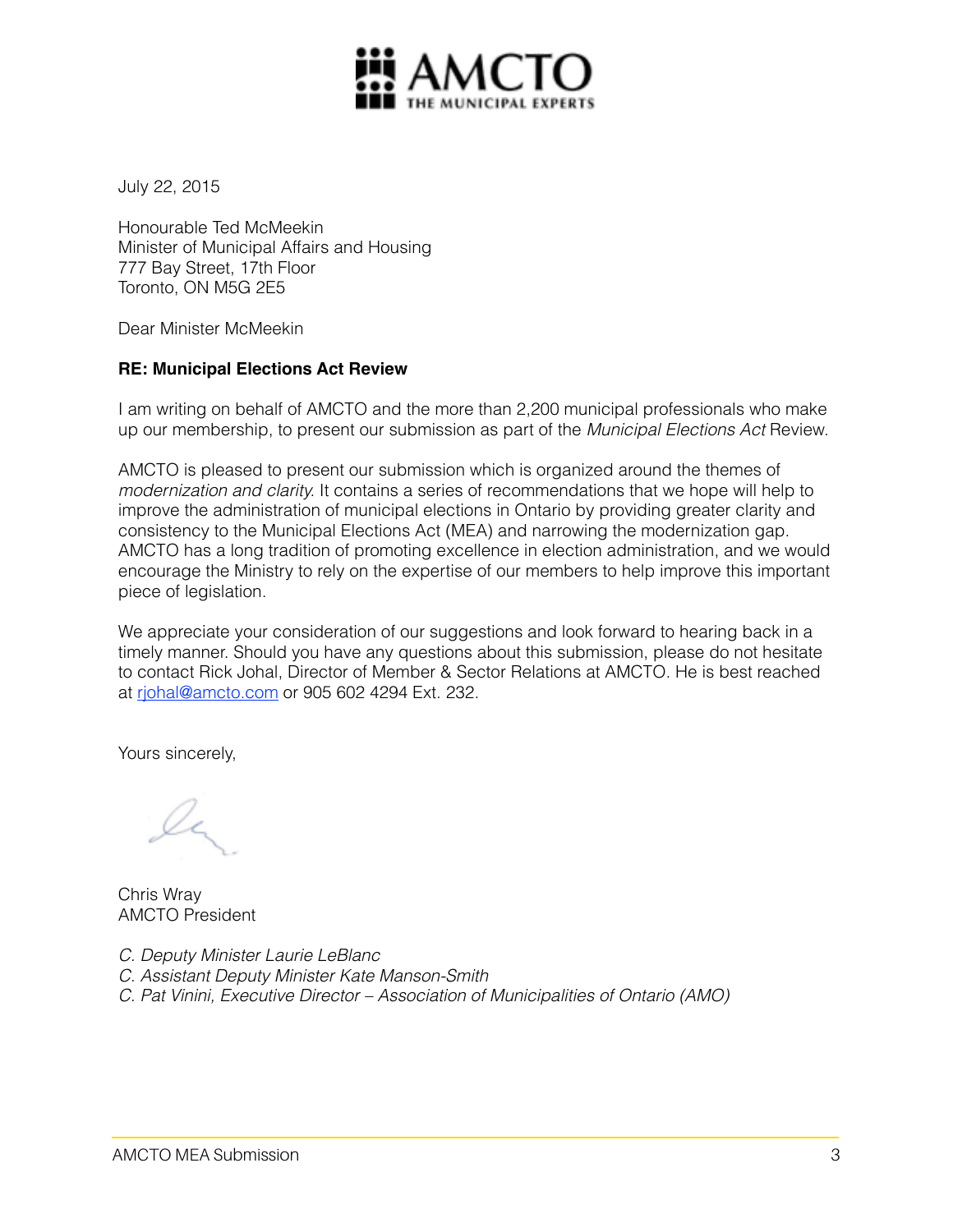July 22, 2015

Honourable Ted McMeekin
Minister of Municipal Affairs and Housing
777 Bay Street, 17th Floor
Toronto, ON M5G 2E5

Dear Minister McMeekin

**RE: Municipal Elections Act Review**

I am writing on behalf of AMCTO and the more than 2,200 municipal professionals who make up our membership, to present our submission as part of the *Municipal Elections Act* Review.

AMCTO is pleased to present our submission which is organized around the themes of *modernization and clarity.* It contains a series of recommendations that we hope will help to improve the administration of municipal elections in Ontario by providing greater clarity and consistency to the Municipal Elections Act (MEA) and narrowing the modernization gap. AMCTO has a long tradition of promoting excellence in election administration, and we would encourage the Ministry to rely on the expertise of our members to help improve this important piece of legislation.

We appreciate your consideration of our suggestions and look forward to hearing back in a timely manner. Should you have any questions about this submission, please do not hesitate to contact Rick Johal, Director of Member & Sector Relations at AMCTO. He is best reached at rjohal@amcto.com or 905 602 4294 Ext. 232.

Yours sincerely,

Chris Wray
AMCTO President

*C. Deputy Minister Laurie LeBlanc*
*C. Assistant Deputy Minister Kate Manson-Smith*
*C. Pat Vinini, Executive Director – Association of Municipalities of Ontario (AMO)*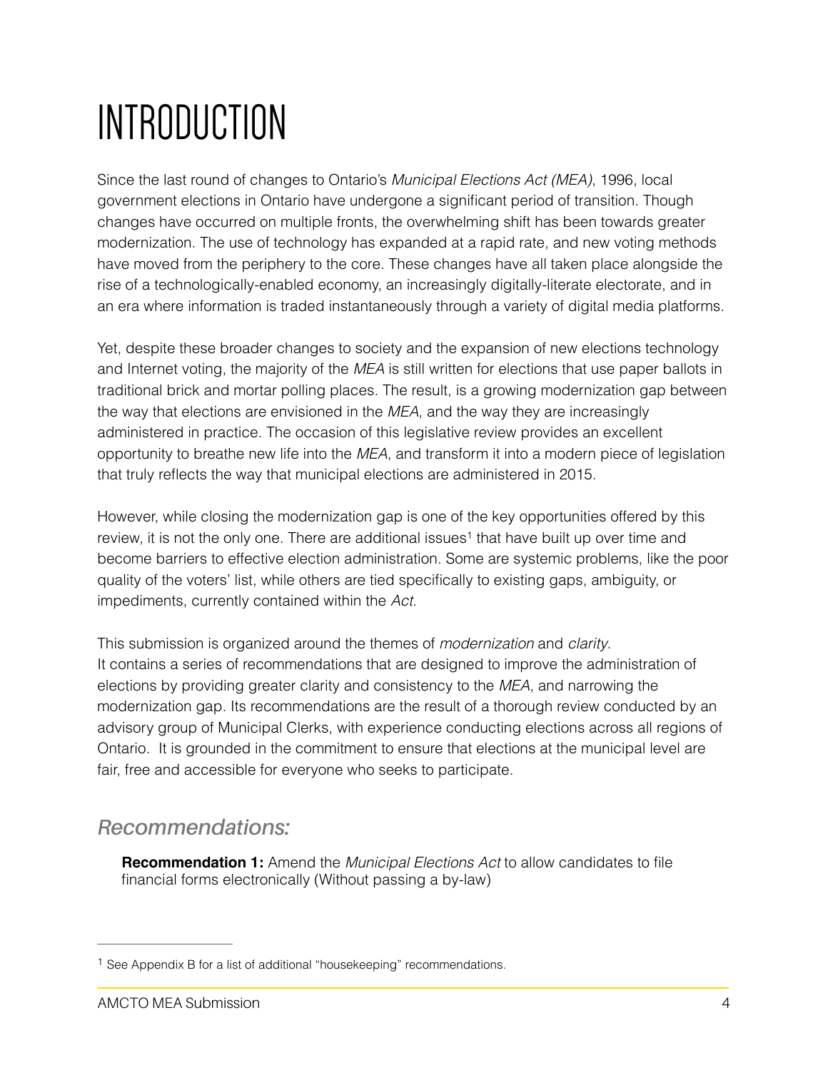# INTRODUCTION

Since the last round of changes to Ontario's *Municipal Elections Act (MEA)*, 1996, local government elections in Ontario have undergone a significant period of transition. Though changes have occurred on multiple fronts, the overwhelming shift has been towards greater modernization. The use of technology has expanded at a rapid rate, and new voting methods have moved from the periphery to the core. These changes have all taken place alongside the rise of a technologically-enabled economy, an increasingly digitally-literate electorate, and in an era where information is traded instantaneously through a variety of digital media platforms.

Yet, despite these broader changes to society and the expansion of new elections technology and Internet voting, the majority of the *MEA* is still written for elections that use paper ballots in traditional brick and mortar polling places. The result, is a growing modernization gap between the way that elections are envisioned in the *MEA,* and the way they are increasingly administered in practice. The occasion of this legislative review provides an excellent opportunity to breathe new life into the *MEA*, and transform it into a modern piece of legislation that truly reflects the way that municipal elections are administered in 2015.

However, while closing the modernization gap is one of the key opportunities offered by this review, it is not the only one. There are additional issues[1] that have built up over time and become barriers to effective election administration. Some are systemic problems, like the poor quality of the voters' list, while others are tied specifically to existing gaps, ambiguity, or impediments, currently contained within the *Act*.

This submission is organized around the themes of *modernization* and *clarity*.
It contains a series of recommendations that are designed to improve the administration of elections by providing greater clarity and consistency to the *MEA*, and narrowing the modernization gap. Its recommendations are the result of a thorough review conducted by an advisory group of Municipal Clerks, with experience conducting elections across all regions of Ontario. It is grounded in the commitment to ensure that elections at the municipal level are fair, free and accessible for everyone who seeks to participate.

## *Recommendations:*

**Recommendation 1:** Amend the *Municipal Elections Act* to allow candidates to file financial forms electronically (Without passing a by-law)

---

[1] See Appendix B for a list of additional "housekeeping" recommendations.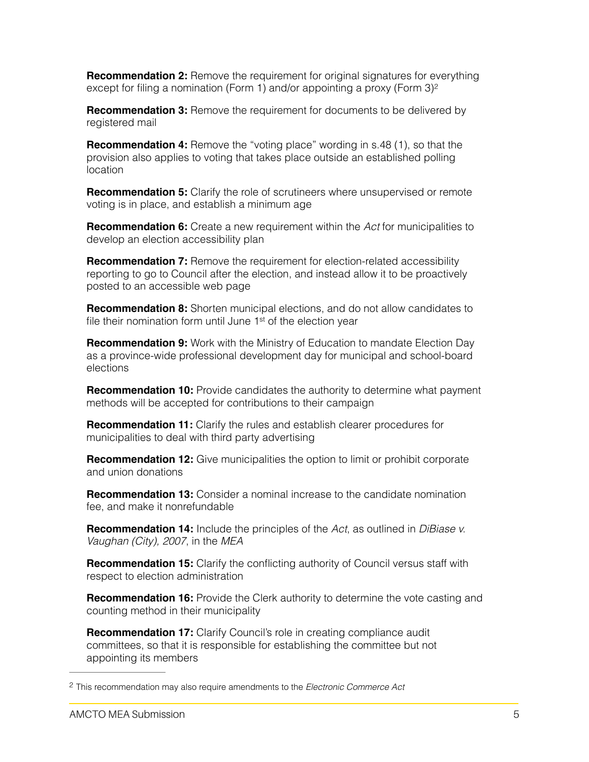**Recommendation 2:** Remove the requirement for original signatures for everything except for filing a nomination (Form 1) and/or appointing a proxy (Form 3)[2]

**Recommendation 3:** Remove the requirement for documents to be delivered by registered mail

**Recommendation 4:** Remove the "voting place" wording in s.48 (1), so that the provision also applies to voting that takes place outside an established polling location

**Recommendation 5:** Clarify the role of scrutineers where unsupervised or remote voting is in place, and establish a minimum age

**Recommendation 6:** Create a new requirement within the *Act* for municipalities to develop an election accessibility plan

**Recommendation 7:** Remove the requirement for election-related accessibility reporting to go to Council after the election, and instead allow it to be proactively posted to an accessible web page

**Recommendation 8:** Shorten municipal elections, and do not allow candidates to file their nomination form until June 1st of the election year

**Recommendation 9:** Work with the Ministry of Education to mandate Election Day as a province-wide professional development day for municipal and school-board elections

**Recommendation 10:** Provide candidates the authority to determine what payment methods will be accepted for contributions to their campaign

**Recommendation 11:** Clarify the rules and establish clearer procedures for municipalities to deal with third party advertising

**Recommendation 12:** Give municipalities the option to limit or prohibit corporate and union donations

**Recommendation 13:** Consider a nominal increase to the candidate nomination fee, and make it nonrefundable

**Recommendation 14:** Include the principles of the *Act*, as outlined in *DiBiase v. Vaughan (City), 2007*, in the *MEA*

**Recommendation 15:** Clarify the conflicting authority of Council versus staff with respect to election administration

**Recommendation 16:** Provide the Clerk authority to determine the vote casting and counting method in their municipality

**Recommendation 17:** Clarify Council's role in creating compliance audit committees, so that it is responsible for establishing the committee but not appointing its members

---

[2] This recommendation may also require amendments to the *Electronic Commerce Act*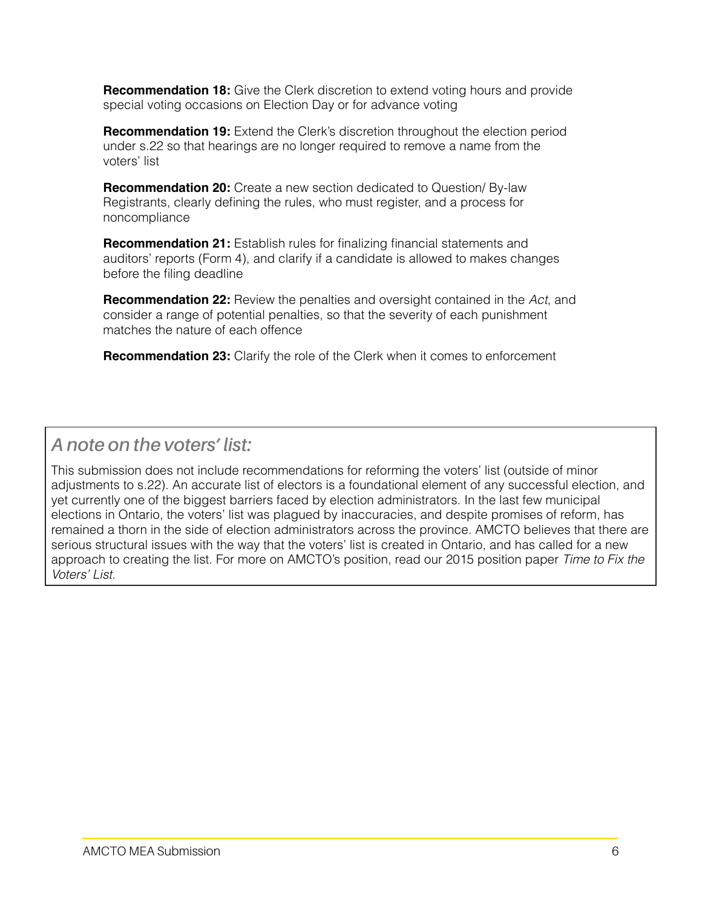**Recommendation 18:** Give the Clerk discretion to extend voting hours and provide special voting occasions on Election Day or for advance voting

**Recommendation 19:** Extend the Clerk's discretion throughout the election period under s.22 so that hearings are no longer required to remove a name from the voters' list

**Recommendation 20:** Create a new section dedicated to Question/ By-law Registrants, clearly defining the rules, who must register, and a process for noncompliance

**Recommendation 21:** Establish rules for finalizing financial statements and auditors' reports (Form 4), and clarify if a candidate is allowed to makes changes before the filing deadline

**Recommendation 22:** Review the penalties and oversight contained in the *Act*, and consider a range of potential penalties, so that the severity of each punishment matches the nature of each offence

**Recommendation 23:** Clarify the role of the Clerk when it comes to enforcement

## *A note on the voters' list:*

This submission does not include recommendations for reforming the voters' list (outside of minor adjustments to s.22). An accurate list of electors is a foundational element of any successful election, and yet currently one of the biggest barriers faced by election administrators. In the last few municipal elections in Ontario, the voters' list was plagued by inaccuracies, and despite promises of reform, has remained a thorn in the side of election administrators across the province. AMCTO believes that there are serious structural issues with the way that the voters' list is created in Ontario, and has called for a new approach to creating the list. For more on AMCTO's position, read our 2015 position paper *Time to Fix the Voters' List*.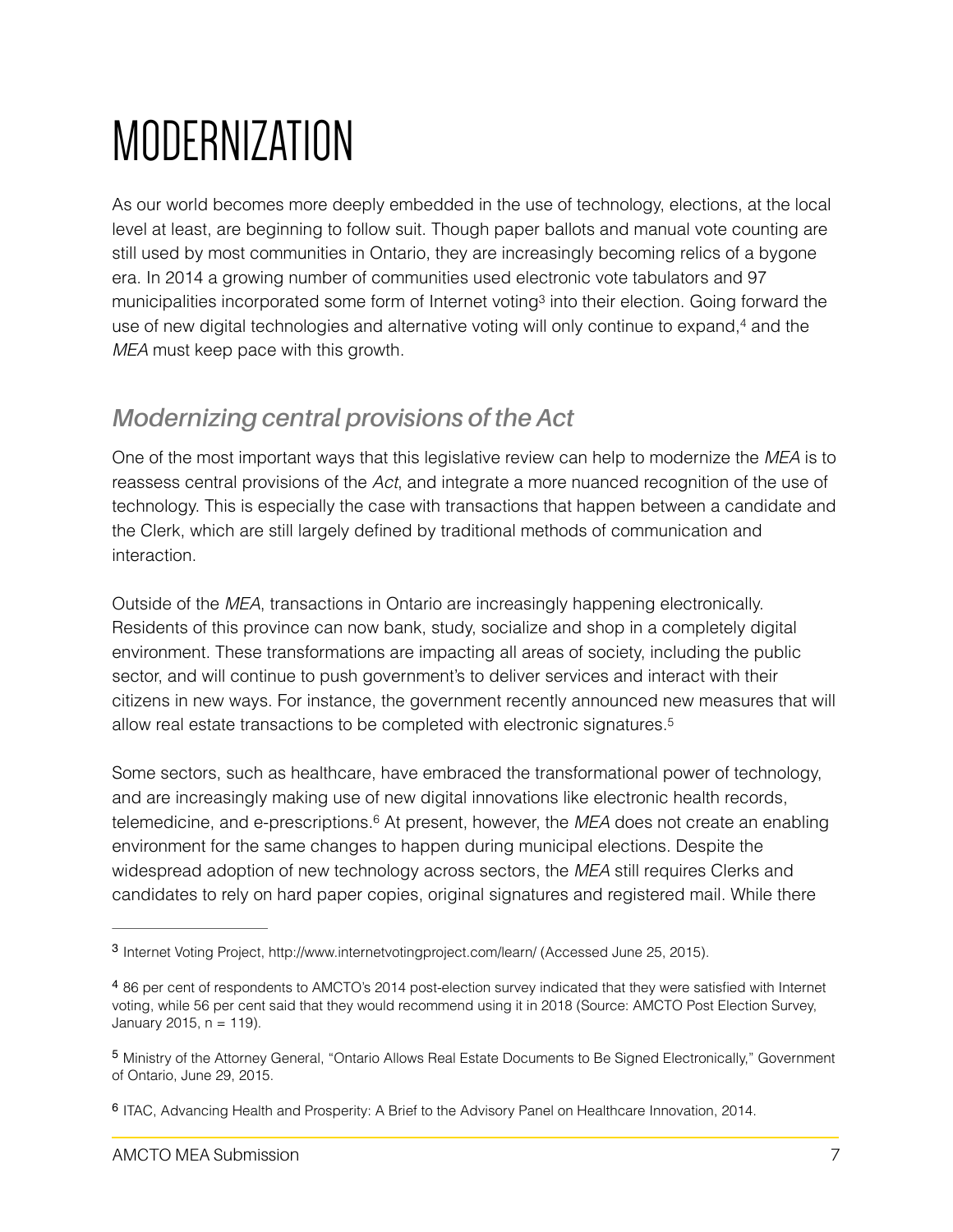# MODERNIZATION

As our world becomes more deeply embedded in the use of technology, elections, at the local level at least, are beginning to follow suit. Though paper ballots and manual vote counting are still used by most communities in Ontario, they are increasingly becoming relics of a bygone era. In 2014 a growing number of communities used electronic vote tabulators and 97 municipalities incorporated some form of Internet voting[3] into their election. Going forward the use of new digital technologies and alternative voting will only continue to expand,[4] and the *MEA* must keep pace with this growth.

## *Modernizing central provisions of the Act*

One of the most important ways that this legislative review can help to modernize the *MEA* is to reassess central provisions of the *Act*, and integrate a more nuanced recognition of the use of technology. This is especially the case with transactions that happen between a candidate and the Clerk, which are still largely defined by traditional methods of communication and interaction.

Outside of the *MEA*, transactions in Ontario are increasingly happening electronically. Residents of this province can now bank, study, socialize and shop in a completely digital environment. These transformations are impacting all areas of society, including the public sector, and will continue to push government's to deliver services and interact with their citizens in new ways. For instance, the government recently announced new measures that will allow real estate transactions to be completed with electronic signatures.[5]

Some sectors, such as healthcare, have embraced the transformational power of technology, and are increasingly making use of new digital innovations like electronic health records, telemedicine, and e-prescriptions.[6] At present, however, the *MEA* does not create an enabling environment for the same changes to happen during municipal elections. Despite the widespread adoption of new technology across sectors, the *MEA* still requires Clerks and candidates to rely on hard paper copies, original signatures and registered mail. While there

---

[3] Internet Voting Project, http://www.internetvotingproject.com/learn/ (Accessed June 25, 2015).

[4] 86 per cent of respondents to AMCTO's 2014 post-election survey indicated that they were satisfied with Internet voting, while 56 per cent said that they would recommend using it in 2018 (Source: AMCTO Post Election Survey, January 2015, n = 119).

[5] Ministry of the Attorney General, "Ontario Allows Real Estate Documents to Be Signed Electronically," Government of Ontario, June 29, 2015.

[6] ITAC, Advancing Health and Prosperity: A Brief to the Advisory Panel on Healthcare Innovation, 2014.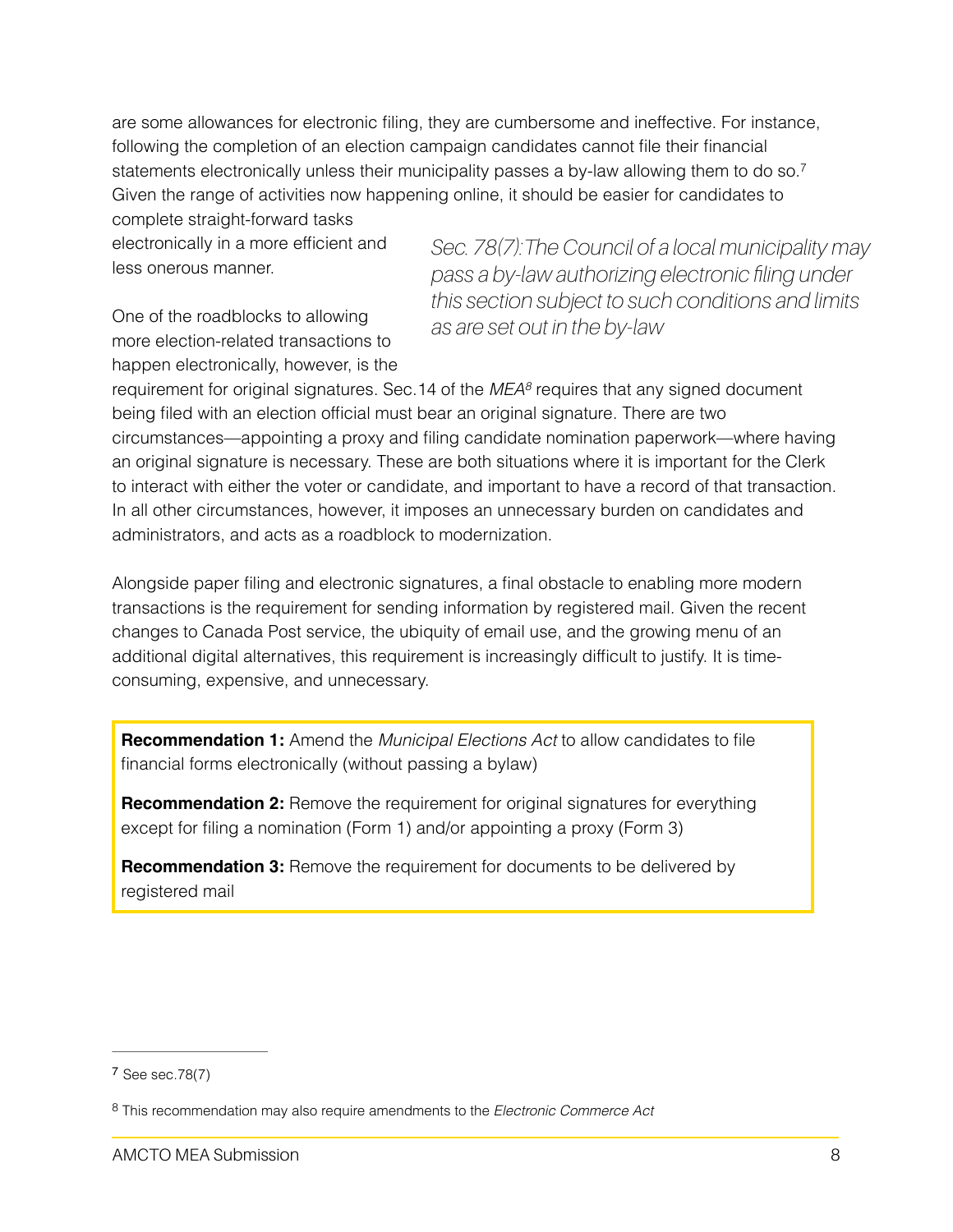are some allowances for electronic filing, they are cumbersome and ineffective. For instance, following the completion of an election campaign candidates cannot file their financial statements electronically unless their municipality passes a by-law allowing them to do so.[7] Given the range of activities now happening online, it should be easier for candidates to complete straight-forward tasks electronically in a more efficient and less onerous manner.

*Sec. 78(7): The Council of a local municipality may pass a by-law authorizing electronic filing under this section subject to such conditions and limits as are set out in the by-law*

One of the roadblocks to allowing more election-related transactions to happen electronically, however, is the requirement for original signatures. Sec.14 of the *MEA*[8] requires that any signed document being filed with an election official must bear an original signature. There are two circumstances—appointing a proxy and filing candidate nomination paperwork—where having an original signature is necessary. These are both situations where it is important for the Clerk to interact with either the voter or candidate, and important to have a record of that transaction. In all other circumstances, however, it imposes an unnecessary burden on candidates and administrators, and acts as a roadblock to modernization.

Alongside paper filing and electronic signatures, a final obstacle to enabling more modern transactions is the requirement for sending information by registered mail. Given the recent changes to Canada Post service, the ubiquity of email use, and the growing menu of an additional digital alternatives, this requirement is increasingly difficult to justify. It is time-consuming, expensive, and unnecessary.

**Recommendation 1:** Amend the *Municipal Elections Act* to allow candidates to file financial forms electronically (without passing a bylaw)

**Recommendation 2:** Remove the requirement for original signatures for everything except for filing a nomination (Form 1) and/or appointing a proxy (Form 3)

**Recommendation 3:** Remove the requirement for documents to be delivered by registered mail

---

[7] See sec.78(7)

[8] This recommendation may also require amendments to the *Electronic Commerce Act*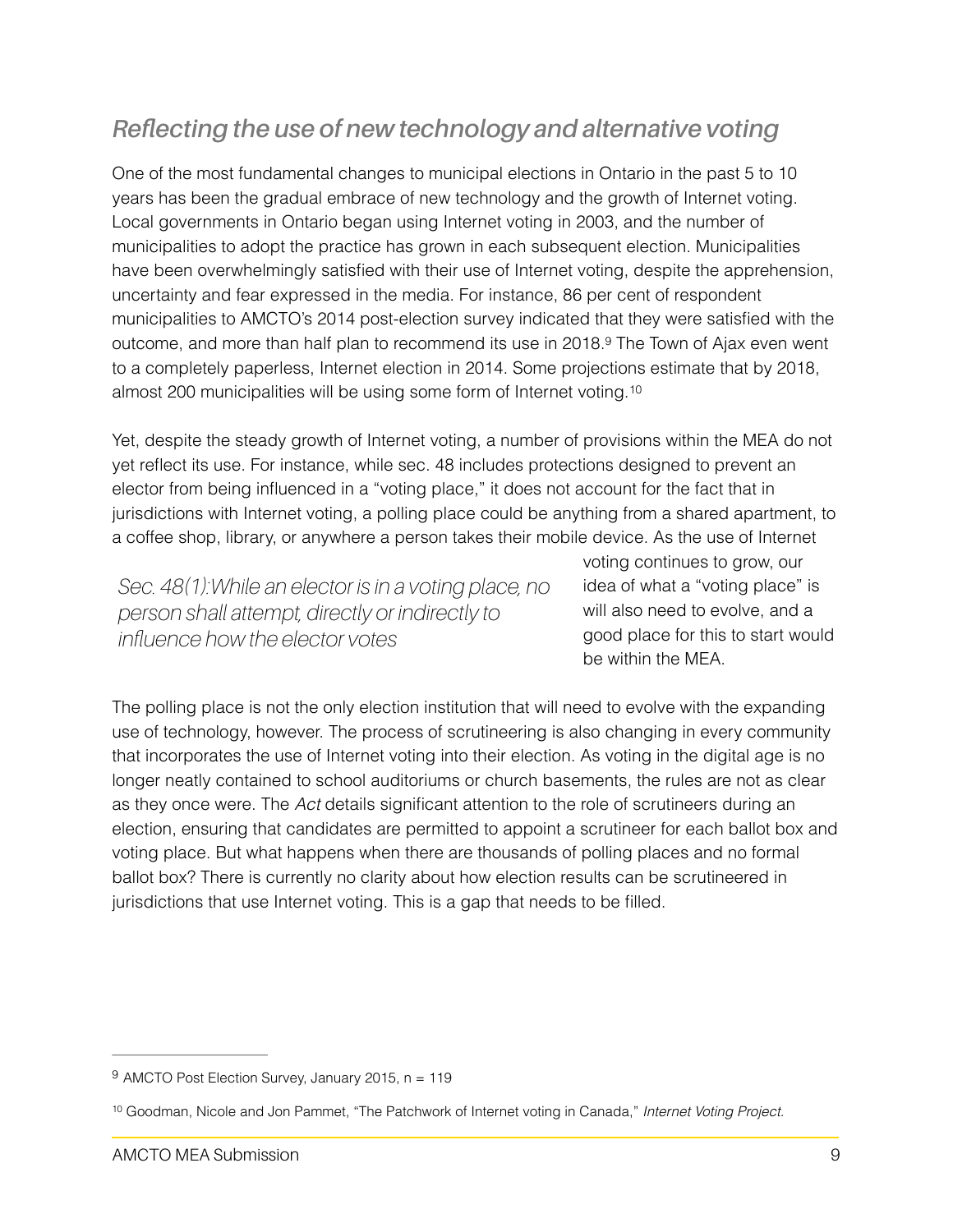## *Reflecting the use of new technology and alternative voting*

One of the most fundamental changes to municipal elections in Ontario in the past 5 to 10 years has been the gradual embrace of new technology and the growth of Internet voting. Local governments in Ontario began using Internet voting in 2003, and the number of municipalities to adopt the practice has grown in each subsequent election. Municipalities have been overwhelmingly satisfied with their use of Internet voting, despite the apprehension, uncertainty and fear expressed in the media. For instance, 86 per cent of respondent municipalities to AMCTO's 2014 post-election survey indicated that they were satisfied with the outcome, and more than half plan to recommend its use in 2018.[9] The Town of Ajax even went to a completely paperless, Internet election in 2014. Some projections estimate that by 2018, almost 200 municipalities will be using some form of Internet voting.[10]

Yet, despite the steady growth of Internet voting, a number of provisions within the MEA do not yet reflect its use. For instance, while sec. 48 includes protections designed to prevent an elector from being influenced in a "voting place," it does not account for the fact that in jurisdictions with Internet voting, a polling place could be anything from a shared apartment, to a coffee shop, library, or anywhere a person takes their mobile device. As the use of Internet voting continues to grow, our idea of what a "voting place" is will also need to evolve, and a good place for this to start would be within the MEA.

*Sec. 48(1):While an elector is in a voting place, no person shall attempt, directly or indirectly to influence how the elector votes*

The polling place is not the only election institution that will need to evolve with the expanding use of technology, however. The process of scrutineering is also changing in every community that incorporates the use of Internet voting into their election. As voting in the digital age is no longer neatly contained to school auditoriums or church basements, the rules are not as clear as they once were. The *Act* details significant attention to the role of scrutineers during an election, ensuring that candidates are permitted to appoint a scrutineer for each ballot box and voting place. But what happens when there are thousands of polling places and no formal ballot box? There is currently no clarity about how election results can be scrutineered in jurisdictions that use Internet voting. This is a gap that needs to be filled.

---

[9] AMCTO Post Election Survey, January 2015, n = 119

[10] Goodman, Nicole and Jon Pammet, "The Patchwork of Internet voting in Canada," *Internet Voting Project*.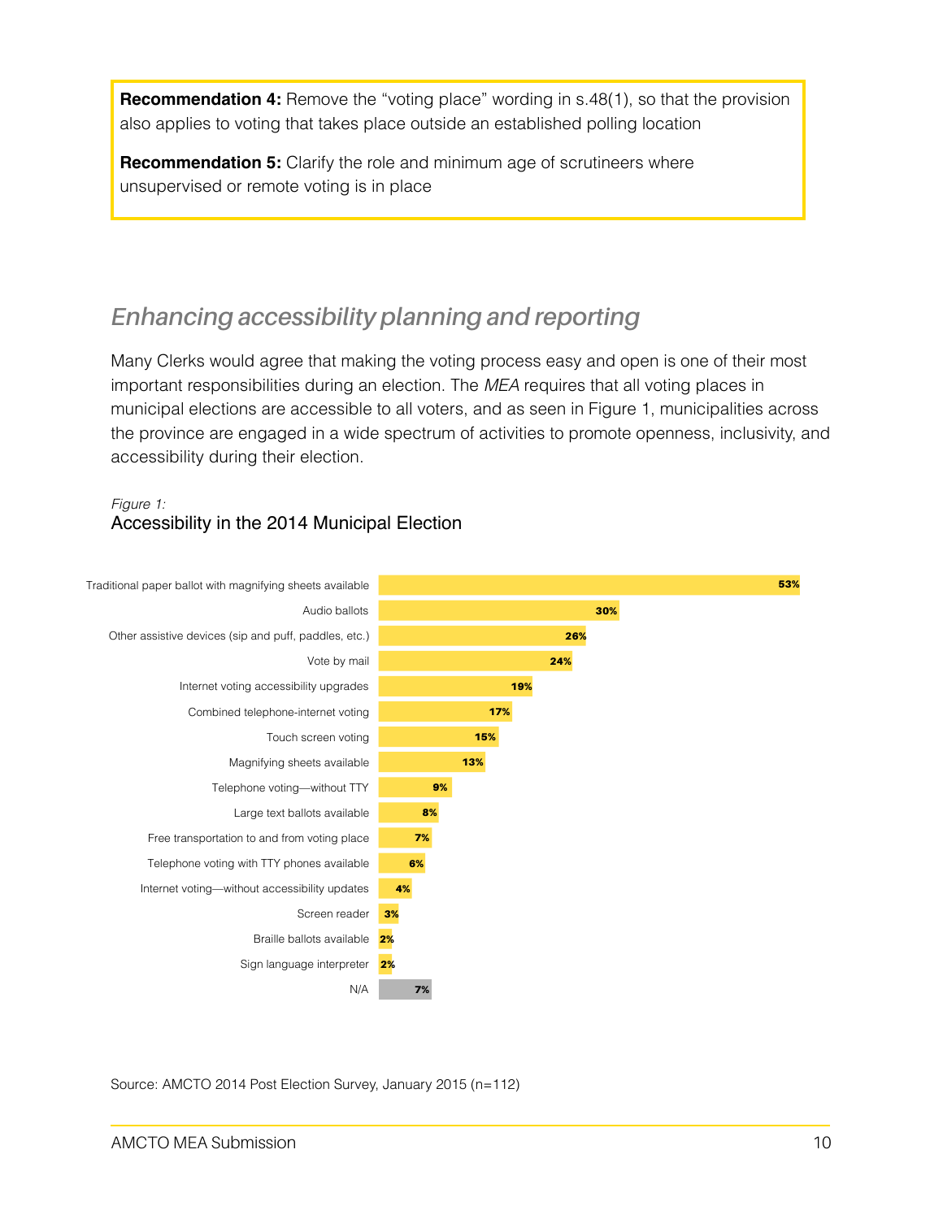**Recommendation 4:** Remove the "voting place" wording in s.48(1), so that the provision also applies to voting that takes place outside an established polling location

**Recommendation 5:** Clarify the role and minimum age of scrutineers where unsupervised or remote voting is in place

## *Enhancing accessibility planning and reporting*

Many Clerks would agree that making the voting process easy and open is one of their most important responsibilities during an election. The *MEA* requires that all voting places in municipal elections are accessible to all voters, and as seen in Figure 1, municipalities across the province are engaged in a wide spectrum of activities to promote openness, inclusivity, and accessibility during their election.

*Figure 1:*
Accessibility in the 2014 Municipal Election

| Activity | Percentage |
|---|---|
| Traditional paper ballot with magnifying sheets available | 53% |
| Audio ballots | 30% |
| Other assistive devices (sip and puff, paddles, etc.) | 26% |
| Vote by mail | 24% |
| Internet voting accessibility upgrades | 19% |
| Combined telephone-internet voting | 17% |
| Touch screen voting | 15% |
| Magnifying sheets available | 13% |
| Telephone voting—without TTY | 9% |
| Large text ballots available | 8% |
| Free transportation to and from voting place | 7% |
| Telephone voting with TTY phones available | 6% |
| Internet voting—without accessibility updates | 4% |
| Screen reader | 3% |
| Braille ballots available | 2% |
| Sign language interpreter | 2% |
| N/A | 7% |

Source: AMCTO 2014 Post Election Survey, January 2015 (n=112)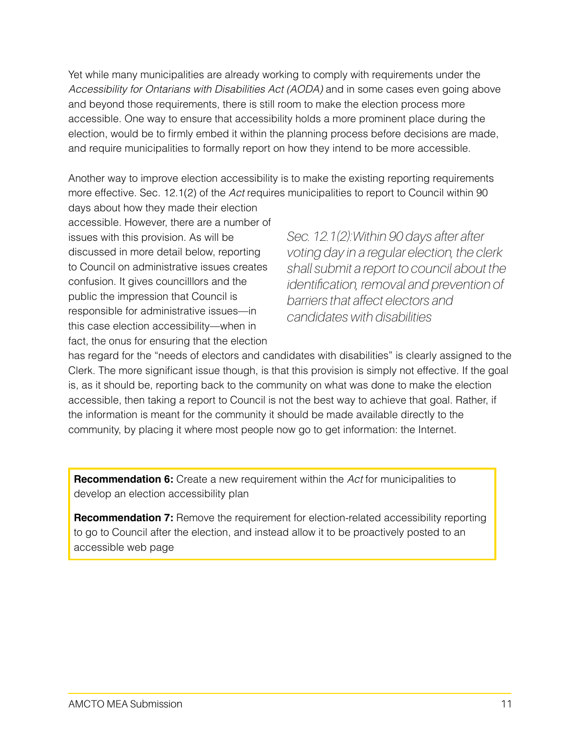Yet while many municipalities are already working to comply with requirements under the *Accessibility for Ontarians with Disabilities Act (AODA)* and in some cases even going above and beyond those requirements, there is still room to make the election process more accessible. One way to ensure that accessibility holds a more prominent place during the election, would be to firmly embed it within the planning process before decisions are made, and require municipalities to formally report on how they intend to be more accessible.

Another way to improve election accessibility is to make the existing reporting requirements more effective. Sec. 12.1(2) of the *Act* requires municipalities to report to Council within 90 days about how they made their election accessible. However, there are a number of issues with this provision. As will be discussed in more detail below, reporting to Council on administrative issues creates confusion. It gives councilllors and the public the impression that Council is responsible for administrative issues—in this case election accessibility—when in fact, the onus for ensuring that the election has regard for the "needs of electors and candidates with disabilities" is clearly assigned to the Clerk. The more significant issue though, is that this provision is simply not effective. If the goal is, as it should be, reporting back to the community on what was done to make the election accessible, then taking a report to Council is not the best way to achieve that goal. Rather, if the information is meant for the community it should be made available directly to the community, by placing it where most people now go to get information: the Internet.

*Sec. 12.1(2): Within 90 days after after voting day in a regular election, the clerk shall submit a report to council about the identification, removal and prevention of barriers that affect electors and candidates with disabilities*

**Recommendation 6:** Create a new requirement within the *Act* for municipalities to develop an election accessibility plan

**Recommendation 7:** Remove the requirement for election-related accessibility reporting to go to Council after the election, and instead allow it to be proactively posted to an accessible web page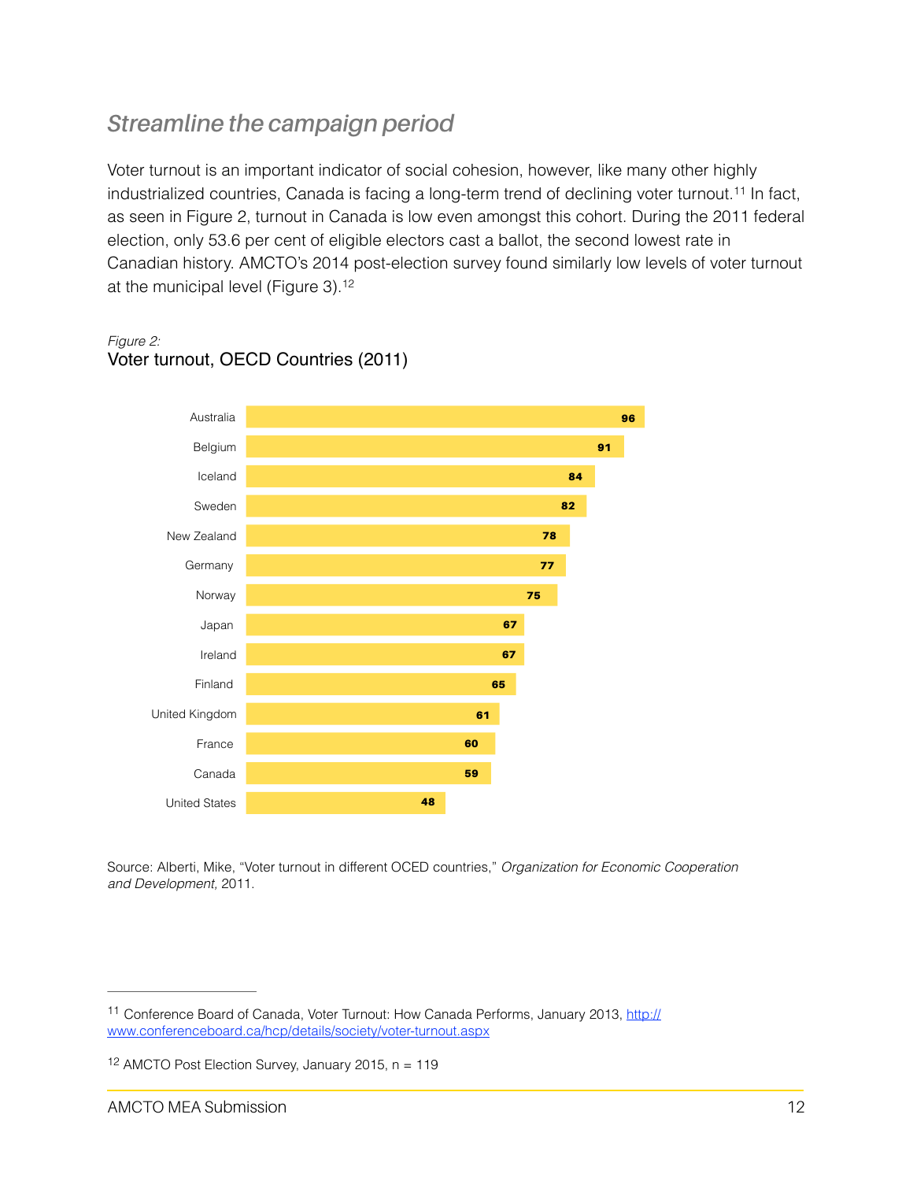## *Streamline the campaign period*

Voter turnout is an important indicator of social cohesion, however, like many other highly industrialized countries, Canada is facing a long-term trend of declining voter turnout.[11] In fact, as seen in Figure 2, turnout in Canada is low even amongst this cohort. During the 2011 federal election, only 53.6 per cent of eligible electors cast a ballot, the second lowest rate in Canadian history. AMCTO's 2014 post-election survey found similarly low levels of voter turnout at the municipal level (Figure 3).[12]

*Figure 2:*
Voter turnout, OECD Countries (2011)

| Country | Voter turnout |
|---|---|
| Australia | 96 |
| Belgium | 91 |
| Iceland | 84 |
| Sweden | 82 |
| New Zealand | 78 |
| Germany | 77 |
| Norway | 75 |
| Japan | 67 |
| Ireland | 67 |
| Finland | 65 |
| United Kingdom | 61 |
| France | 60 |
| Canada | 59 |
| United States | 48 |

Source: Alberti, Mike, "Voter turnout in different OCED countries," *Organization for Economic Cooperation and Development,* 2011.

---

[11] Conference Board of Canada, Voter Turnout: How Canada Performs, January 2013, http://www.conferenceboard.ca/hcp/details/society/voter-turnout.aspx

[12] AMCTO Post Election Survey, January 2015, n = 119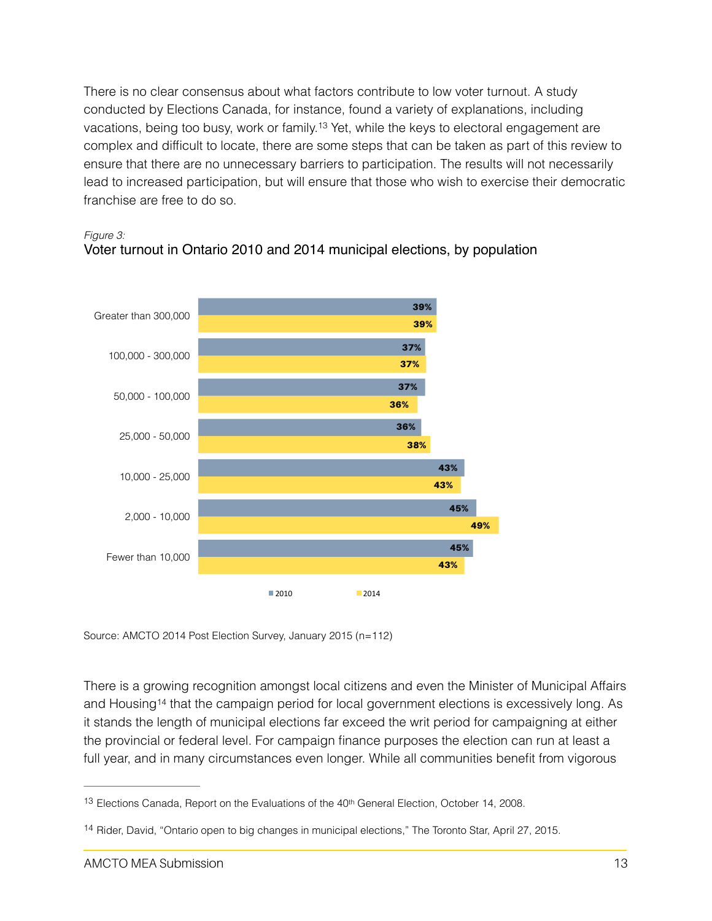There is no clear consensus about what factors contribute to low voter turnout. A study conducted by Elections Canada, for instance, found a variety of explanations, including vacations, being too busy, work or family.[13] Yet, while the keys to electoral engagement are complex and difficult to locate, there are some steps that can be taken as part of this review to ensure that there are no unnecessary barriers to participation. The results will not necessarily lead to increased participation, but will ensure that those who wish to exercise their democratic franchise are free to do so.

*Figure 3:*

Voter turnout in Ontario 2010 and 2014 municipal elections, by population

| Population | 2010 | 2014 |
|---|---|---|
| Greater than 300,000 | 39% | 39% |
| 100,000 - 300,000 | 37% | 37% |
| 50,000 - 100,000 | 37% | 36% |
| 25,000 - 50,000 | 36% | 38% |
| 10,000 - 25,000 | 43% | 43% |
| 2,000 - 10,000 | 45% | 49% |
| Fewer than 10,000 | 45% | 43% |

Source: AMCTO 2014 Post Election Survey, January 2015 (n=112)

There is a growing recognition amongst local citizens and even the Minister of Municipal Affairs and Housing[14] that the campaign period for local government elections is excessively long. As it stands the length of municipal elections far exceed the writ period for campaigning at either the provincial or federal level. For campaign finance purposes the election can run at least a full year, and in many circumstances even longer. While all communities benefit from vigorous

---

[13] Elections Canada, Report on the Evaluations of the 40th General Election, October 14, 2008.

[14] Rider, David, "Ontario open to big changes in municipal elections," The Toronto Star, April 27, 2015.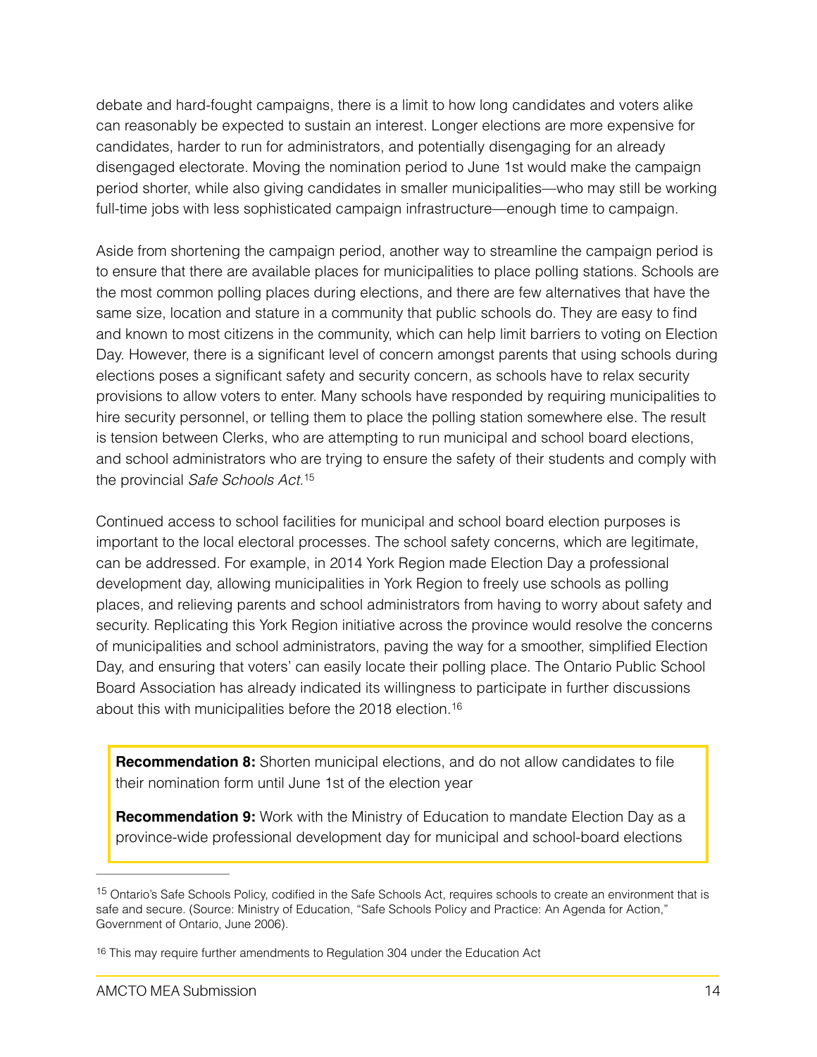debate and hard-fought campaigns, there is a limit to how long candidates and voters alike can reasonably be expected to sustain an interest. Longer elections are more expensive for candidates, harder to run for administrators, and potentially disengaging for an already disengaged electorate. Moving the nomination period to June 1st would make the campaign period shorter, while also giving candidates in smaller municipalities—who may still be working full-time jobs with less sophisticated campaign infrastructure—enough time to campaign.

Aside from shortening the campaign period, another way to streamline the campaign period is to ensure that there are available places for municipalities to place polling stations. Schools are the most common polling places during elections, and there are few alternatives that have the same size, location and stature in a community that public schools do. They are easy to find and known to most citizens in the community, which can help limit barriers to voting on Election Day. However, there is a significant level of concern amongst parents that using schools during elections poses a significant safety and security concern, as schools have to relax security provisions to allow voters to enter. Many schools have responded by requiring municipalities to hire security personnel, or telling them to place the polling station somewhere else. The result is tension between Clerks, who are attempting to run municipal and school board elections, and school administrators who are trying to ensure the safety of their students and comply with the provincial *Safe Schools Act*.[15]

Continued access to school facilities for municipal and school board election purposes is important to the local electoral processes. The school safety concerns, which are legitimate, can be addressed. For example, in 2014 York Region made Election Day a professional development day, allowing municipalities in York Region to freely use schools as polling places, and relieving parents and school administrators from having to worry about safety and security. Replicating this York Region initiative across the province would resolve the concerns of municipalities and school administrators, paving the way for a smoother, simplified Election Day, and ensuring that voters' can easily locate their polling place. The Ontario Public School Board Association has already indicated its willingness to participate in further discussions about this with municipalities before the 2018 election.[16]

**Recommendation 8:** Shorten municipal elections, and do not allow candidates to file their nomination form until June 1st of the election year

**Recommendation 9:** Work with the Ministry of Education to mandate Election Day as a province-wide professional development day for municipal and school-board elections

---

[15] Ontario's Safe Schools Policy, codified in the Safe Schools Act, requires schools to create an environment that is safe and secure. (Source: Ministry of Education, "Safe Schools Policy and Practice: An Agenda for Action," Government of Ontario, June 2006).

[16] This may require further amendments to Regulation 304 under the Education Act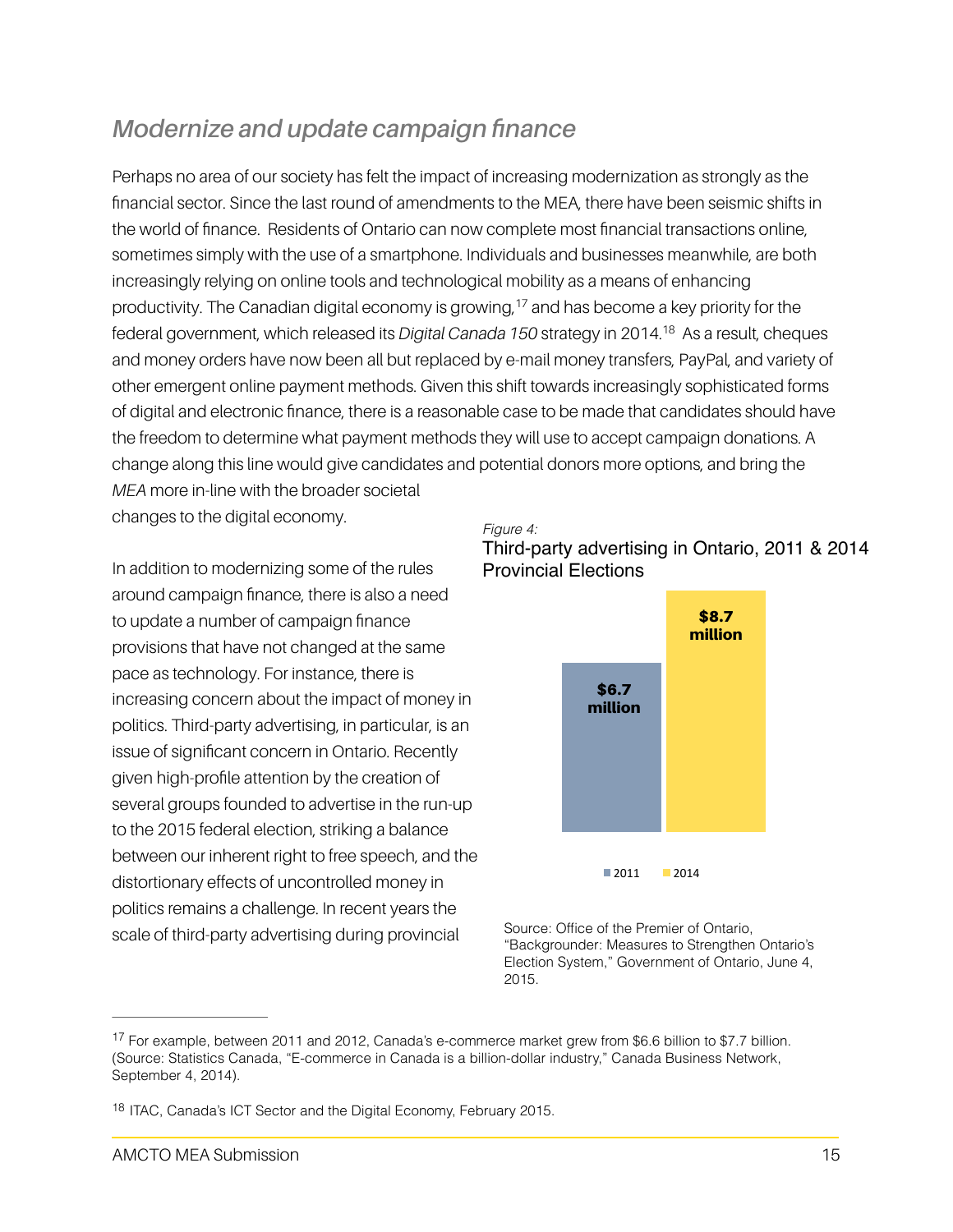## *Modernize and update campaign finance*

Perhaps no area of our society has felt the impact of increasing modernization as strongly as the financial sector. Since the last round of amendments to the MEA, there have been seismic shifts in the world of finance. Residents of Ontario can now complete most financial transactions online, sometimes simply with the use of a smartphone. Individuals and businesses meanwhile, are both increasingly relying on online tools and technological mobility as a means of enhancing productivity. The Canadian digital economy is growing,[17] and has become a key priority for the federal government, which released its *Digital Canada 150* strategy in 2014.[18] As a result, cheques and money orders have now been all but replaced by e-mail money transfers, PayPal, and variety of other emergent online payment methods. Given this shift towards increasingly sophisticated forms of digital and electronic finance, there is a reasonable case to be made that candidates should have the freedom to determine what payment methods they will use to accept campaign donations. A change along this line would give candidates and potential donors more options, and bring the *MEA* more in-line with the broader societal changes to the digital economy.

In addition to modernizing some of the rules around campaign finance, there is also a need to update a number of campaign finance provisions that have not changed at the same pace as technology. For instance, there is increasing concern about the impact of money in politics. Third-party advertising, in particular, is an issue of significant concern in Ontario. Recently given high-profile attention by the creation of several groups founded to advertise in the run-up to the 2015 federal election, striking a balance between our inherent right to free speech, and the distortionary effects of uncontrolled money in politics remains a challenge. In recent years the scale of third-party advertising during provincial

*Figure 4:*

Third-party advertising in Ontario, 2011 & 2014 Provincial Elections

| Year | Third-party advertising |
|---|---|
| 2011 | $6.7 million |
| 2014 | $8.7 million |

Source: Office of the Premier of Ontario, "Backgrounder: Measures to Strengthen Ontario's Election System," Government of Ontario, June 4, 2015.

---

[17] For example, between 2011 and 2012, Canada's e-commerce market grew from $6.6 billion to $7.7 billion. (Source: Statistics Canada, "E-commerce in Canada is a billion-dollar industry," Canada Business Network, September 4, 2014).

[18] ITAC, Canada's ICT Sector and the Digital Economy, February 2015.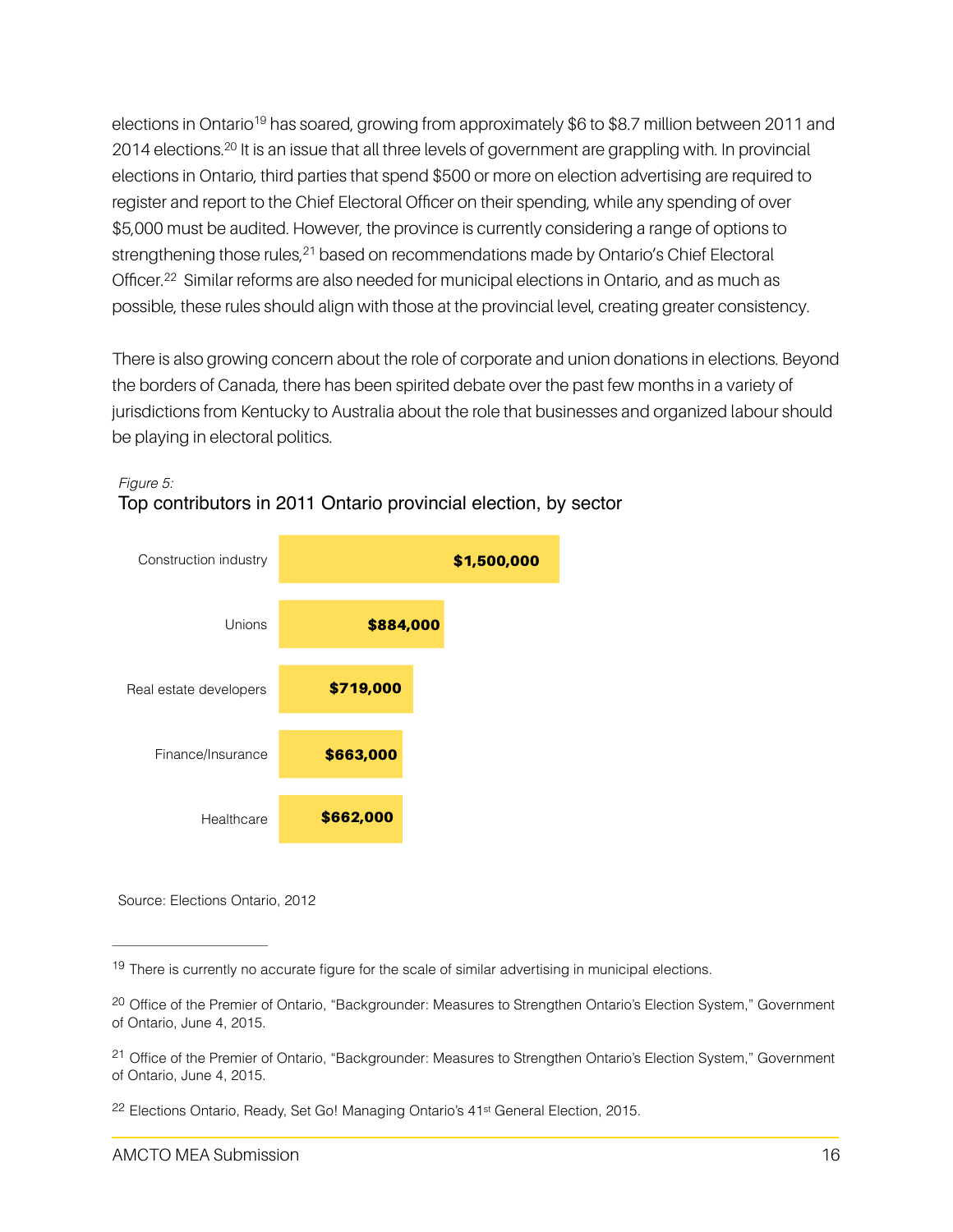elections in Ontario[19] has soared, growing from approximately $6 to $8.7 million between 2011 and 2014 elections.[20] It is an issue that all three levels of government are grappling with. In provincial elections in Ontario, third parties that spend $500 or more on election advertising are required to register and report to the Chief Electoral Officer on their spending, while any spending of over $5,000 must be audited. However, the province is currently considering a range of options to strengthening those rules,[21] based on recommendations made by Ontario's Chief Electoral Officer.[22] Similar reforms are also needed for municipal elections in Ontario, and as much as possible, these rules should align with those at the provincial level, creating greater consistency.

There is also growing concern about the role of corporate and union donations in elections. Beyond the borders of Canada, there has been spirited debate over the past few months in a variety of jurisdictions from Kentucky to Australia about the role that businesses and organized labour should be playing in electoral politics.

*Figure 5:*

Top contributors in 2011 Ontario provincial election, by sector

| Sector | Contributions |
| --- | --- |
| Construction industry | **$1,500,000** |
| Unions | **$884,000** |
| Real estate developers | **$719,000** |
| Finance/Insurance | **$663,000** |
| Healthcare | **$662,000** |

Source: Elections Ontario, 2012

---

[19] There is currently no accurate figure for the scale of similar advertising in municipal elections.

[20] Office of the Premier of Ontario, "Backgrounder: Measures to Strengthen Ontario's Election System," Government of Ontario, June 4, 2015.

[21] Office of the Premier of Ontario, "Backgrounder: Measures to Strengthen Ontario's Election System," Government of Ontario, June 4, 2015.

[22] Elections Ontario, Ready, Set Go! Managing Ontario's 41st General Election, 2015.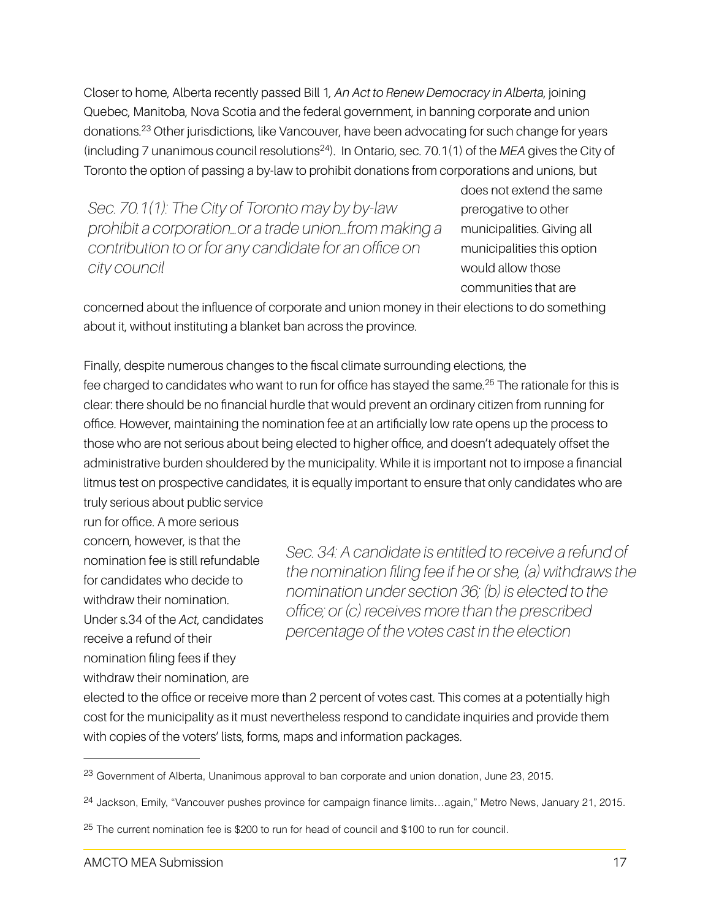Closer to home, Alberta recently passed Bill 1, *An Act to Renew Democracy in Alberta*, joining Quebec, Manitoba, Nova Scotia and the federal government, in banning corporate and union donations.[23] Other jurisdictions, like Vancouver, have been advocating for such change for years (including 7 unanimous council resolutions[24]). In Ontario, sec. 70.1(1) of the *MEA* gives the City of Toronto the option of passing a by-law to prohibit donations from corporations and unions, but does not extend the same prerogative to other municipalities. Giving all municipalities this option would allow those communities that are concerned about the influence of corporate and union money in their elections to do something about it, without instituting a blanket ban across the province.

> *Sec. 70.1(1): The City of Toronto may by by-law prohibit a corporation…or a trade union…from making a contribution to or for any candidate for an office on city council*

Finally, despite numerous changes to the fiscal climate surrounding elections, the fee charged to candidates who want to run for office has stayed the same.[25] The rationale for this is clear: there should be no financial hurdle that would prevent an ordinary citizen from running for office. However, maintaining the nomination fee at an artificially low rate opens up the process to those who are not serious about being elected to higher office, and doesn't adequately offset the administrative burden shouldered by the municipality. While it is important not to impose a financial litmus test on prospective candidates, it is equally important to ensure that only candidates who are truly serious about public service run for office. A more serious concern, however, is that the nomination fee is still refundable for candidates who decide to withdraw their nomination. Under s.34 of the *Act*, candidates receive a refund of their nomination filing fees if they withdraw their nomination, are elected to the office or receive more than 2 percent of votes cast. This comes at a potentially high cost for the municipality as it must nevertheless respond to candidate inquiries and provide them with copies of the voters' lists, forms, maps and information packages.

> *Sec. 34: A candidate is entitled to receive a refund of the nomination filing fee if he or she, (a) withdraws the nomination under section 36; (b) is elected to the office; or (c) receives more than the prescribed percentage of the votes cast in the election*

---

[23] Government of Alberta, Unanimous approval to ban corporate and union donation, June 23, 2015.

[24] Jackson, Emily, "Vancouver pushes province for campaign finance limits…again," Metro News, January 21, 2015.

[25] The current nomination fee is $200 to run for head of council and $100 to run for council.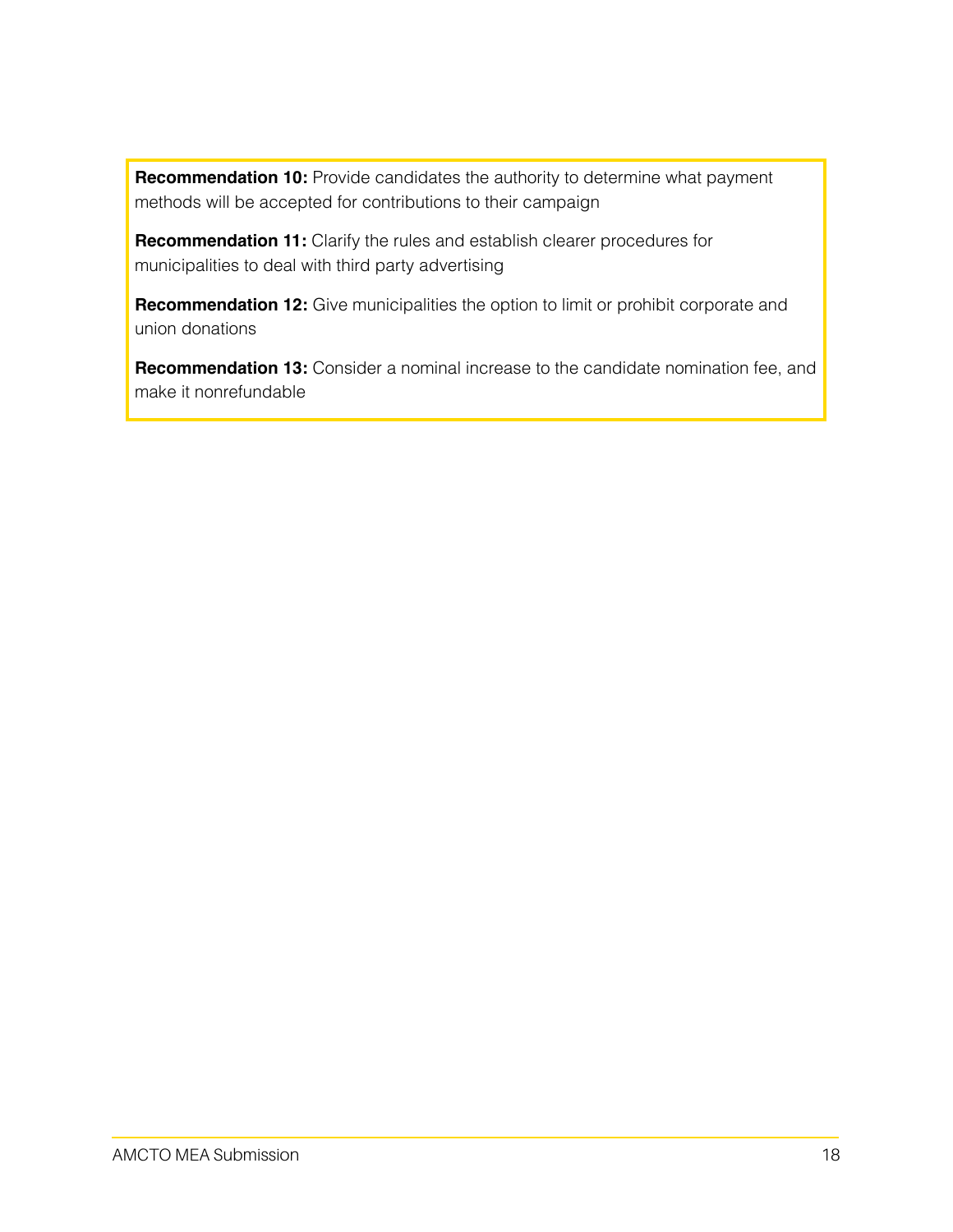**Recommendation 10:** Provide candidates the authority to determine what payment methods will be accepted for contributions to their campaign

**Recommendation 11:** Clarify the rules and establish clearer procedures for municipalities to deal with third party advertising

**Recommendation 12:** Give municipalities the option to limit or prohibit corporate and union donations

**Recommendation 13:** Consider a nominal increase to the candidate nomination fee, and make it nonrefundable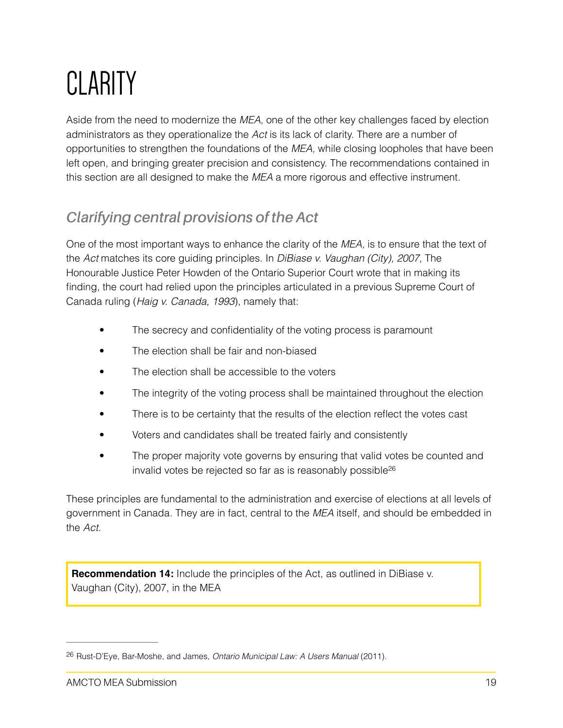# CLARITY

Aside from the need to modernize the *MEA*, one of the other key challenges faced by election administrators as they operationalize the *Act* is its lack of clarity. There are a number of opportunities to strengthen the foundations of the *MEA,* while closing loopholes that have been left open, and bringing greater precision and consistency. The recommendations contained in this section are all designed to make the *MEA* a more rigorous and effective instrument.

## *Clarifying central provisions of the Act*

One of the most important ways to enhance the clarity of the *MEA,* is to ensure that the text of the *Act* matches its core guiding principles. In *DiBiase v. Vaughan (City), 2007*, The Honourable Justice Peter Howden of the Ontario Superior Court wrote that in making its finding, the court had relied upon the principles articulated in a previous Supreme Court of Canada ruling (*Haig v. Canada, 1993*), namely that:

- The secrecy and confidentiality of the voting process is paramount
- The election shall be fair and non-biased
- The election shall be accessible to the voters
- The integrity of the voting process shall be maintained throughout the election
- There is to be certainty that the results of the election reflect the votes cast
- Voters and candidates shall be treated fairly and consistently
- The proper majority vote governs by ensuring that valid votes be counted and invalid votes be rejected so far as is reasonably possible[26]

These principles are fundamental to the administration and exercise of elections at all levels of government in Canada. They are in fact, central to the *MEA* itself, and should be embedded in the *Act*.

**Recommendation 14:** Include the principles of the Act, as outlined in DiBiase v. Vaughan (City), 2007, in the MEA

[26] Rust-D'Eye, Bar-Moshe, and James, *Ontario Municipal Law: A Users Manual* (2011).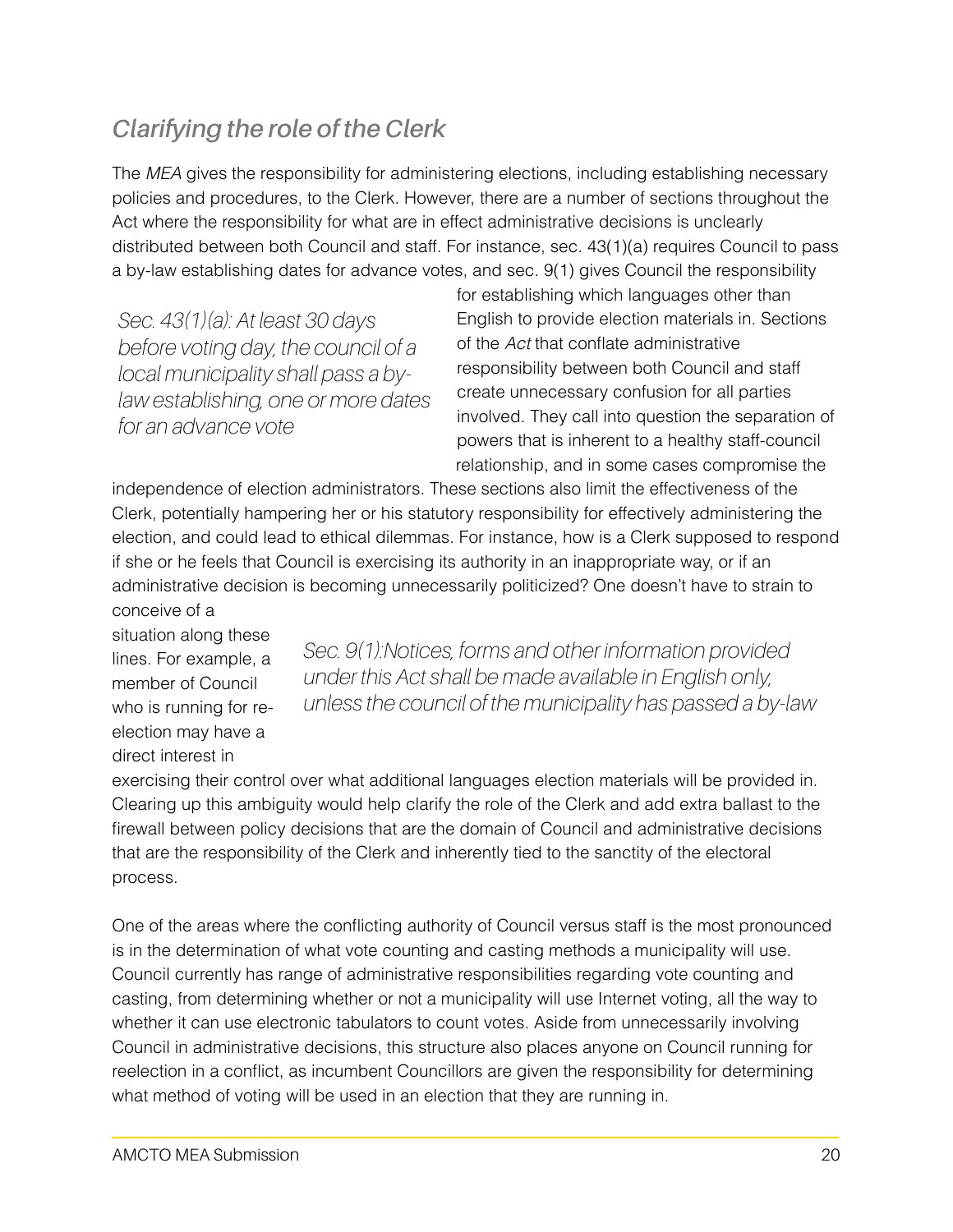## *Clarifying the role of the Clerk*

The *MEA* gives the responsibility for administering elections, including establishing necessary policies and procedures, to the Clerk. However, there are a number of sections throughout the Act where the responsibility for what are in effect administrative decisions is unclearly distributed between both Council and staff. For instance, sec. 43(1)(a) requires Council to pass a by-law establishing dates for advance votes, and sec. 9(1) gives Council the responsibility for establishing which languages other than English to provide election materials in. Sections of the *Act* that conflate administrative responsibility between both Council and staff create unnecessary confusion for all parties involved. They call into question the separation of powers that is inherent to a healthy staff-council relationship, and in some cases compromise the independence of election administrators. These sections also limit the effectiveness of the Clerk, potentially hampering her or his statutory responsibility for effectively administering the election, and could lead to ethical dilemmas. For instance, how is a Clerk supposed to respond if she or he feels that Council is exercising its authority in an inappropriate way, or if an administrative decision is becoming unnecessarily politicized? One doesn't have to strain to conceive of a situation along these lines. For example, a member of Council who is running for re-election may have a direct interest in exercising their control over what additional languages election materials will be provided in. Clearing up this ambiguity would help clarify the role of the Clerk and add extra ballast to the firewall between policy decisions that are the domain of Council and administrative decisions that are the responsibility of the Clerk and inherently tied to the sanctity of the electoral process.

> *Sec. 43(1)(a): At least 30 days before voting day, the council of a local municipality shall pass a by-law establishing, one or more dates for an advance vote*

> *Sec. 9(1): Notices, forms and other information provided under this Act shall be made available in English only, unless the council of the municipality has passed a by-law*

One of the areas where the conflicting authority of Council versus staff is the most pronounced is in the determination of what vote counting and casting methods a municipality will use. Council currently has range of administrative responsibilities regarding vote counting and casting, from determining whether or not a municipality will use Internet voting, all the way to whether it can use electronic tabulators to count votes. Aside from unnecessarily involving Council in administrative decisions, this structure also places anyone on Council running for reelection in a conflict, as incumbent Councillors are given the responsibility for determining what method of voting will be used in an election that they are running in.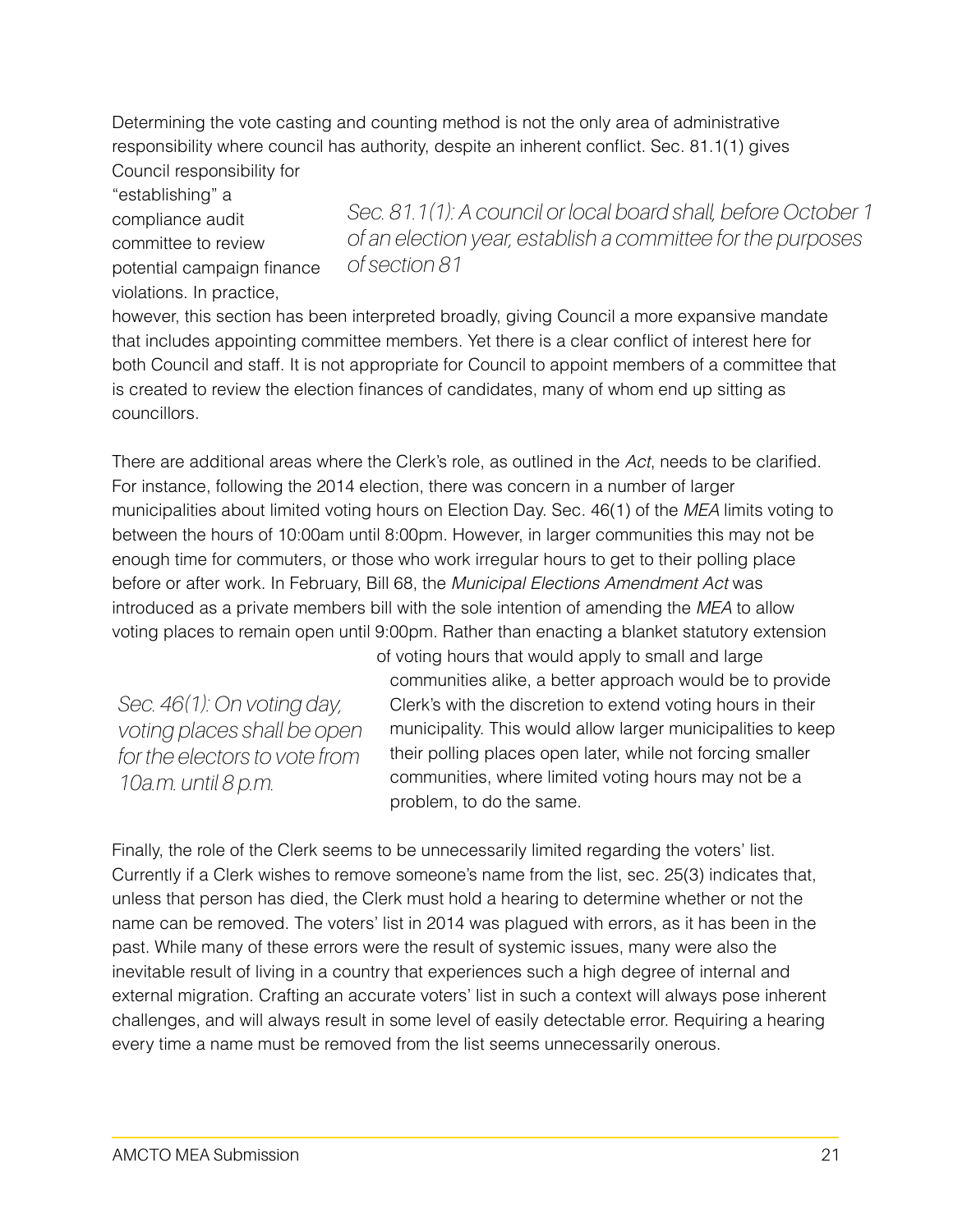Determining the vote casting and counting method is not the only area of administrative responsibility where council has authority, despite an inherent conflict. Sec. 81.1(1) gives Council responsibility for "establishing" a compliance audit committee to review potential campaign finance violations. In practice, however, this section has been interpreted broadly, giving Council a more expansive mandate that includes appointing committee members. Yet there is a clear conflict of interest here for both Council and staff. It is not appropriate for Council to appoint members of a committee that is created to review the election finances of candidates, many of whom end up sitting as councillors.

*Sec. 81.1(1): A council or local board shall, before October 1 of an election year, establish a committee for the purposes of section 81*

There are additional areas where the Clerk's role, as outlined in the *Act*, needs to be clarified. For instance, following the 2014 election, there was concern in a number of larger municipalities about limited voting hours on Election Day. Sec. 46(1) of the *MEA* limits voting to between the hours of 10:00am until 8:00pm. However, in larger communities this may not be enough time for commuters, or those who work irregular hours to get to their polling place before or after work. In February, Bill 68, the *Municipal Elections Amendment Act* was introduced as a private members bill with the sole intention of amending the *MEA* to allow voting places to remain open until 9:00pm. Rather than enacting a blanket statutory extension of voting hours that would apply to small and large communities alike, a better approach would be to provide Clerk's with the discretion to extend voting hours in their municipality. This would allow larger municipalities to keep their polling places open later, while not forcing smaller communities, where limited voting hours may not be a problem, to do the same.

*Sec. 46(1): On voting day, voting places shall be open for the electors to vote from 10a.m. until 8 p.m.*

Finally, the role of the Clerk seems to be unnecessarily limited regarding the voters' list. Currently if a Clerk wishes to remove someone's name from the list, sec. 25(3) indicates that, unless that person has died, the Clerk must hold a hearing to determine whether or not the name can be removed. The voters' list in 2014 was plagued with errors, as it has been in the past. While many of these errors were the result of systemic issues, many were also the inevitable result of living in a country that experiences such a high degree of internal and external migration. Crafting an accurate voters' list in such a context will always pose inherent challenges, and will always result in some level of easily detectable error. Requiring a hearing every time a name must be removed from the list seems unnecessarily onerous.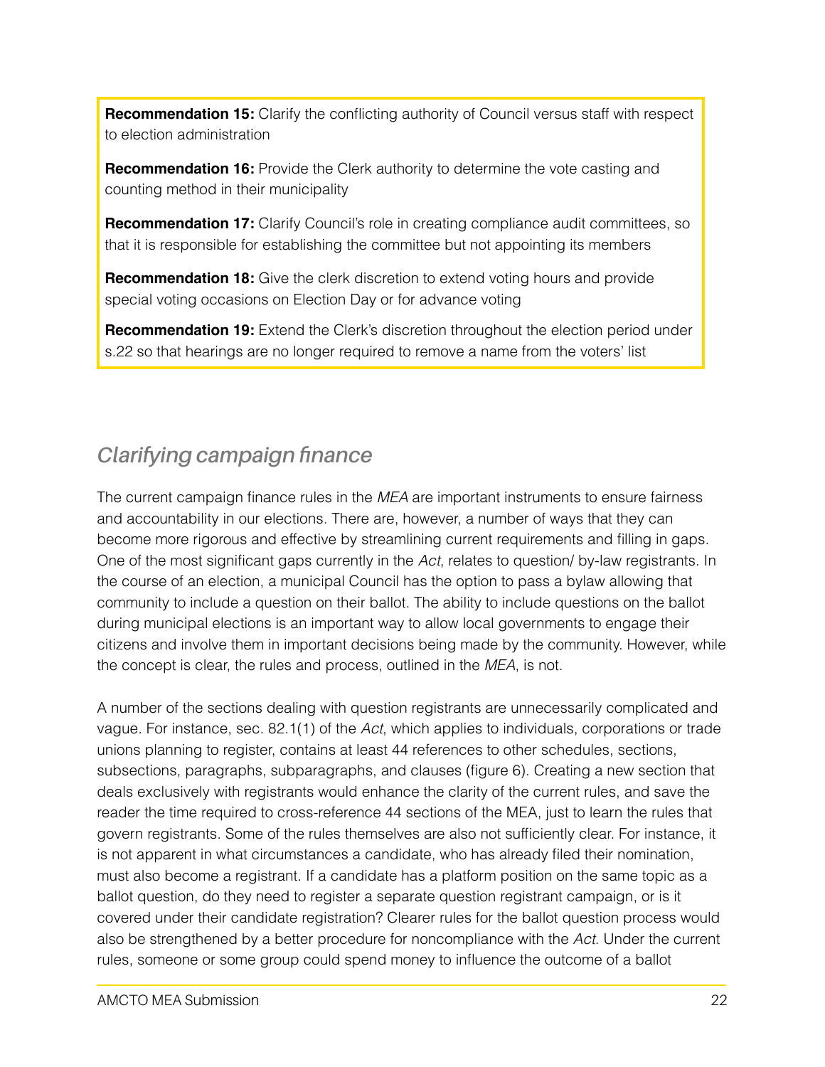**Recommendation 15:** Clarify the conflicting authority of Council versus staff with respect to election administration

**Recommendation 16:** Provide the Clerk authority to determine the vote casting and counting method in their municipality

**Recommendation 17:** Clarify Council's role in creating compliance audit committees, so that it is responsible for establishing the committee but not appointing its members

**Recommendation 18:** Give the clerk discretion to extend voting hours and provide special voting occasions on Election Day or for advance voting

**Recommendation 19:** Extend the Clerk's discretion throughout the election period under s.22 so that hearings are no longer required to remove a name from the voters' list

## *Clarifying campaign finance*

The current campaign finance rules in the *MEA* are important instruments to ensure fairness and accountability in our elections. There are, however, a number of ways that they can become more rigorous and effective by streamlining current requirements and filling in gaps. One of the most significant gaps currently in the *Act*, relates to question/ by-law registrants. In the course of an election, a municipal Council has the option to pass a bylaw allowing that community to include a question on their ballot. The ability to include questions on the ballot during municipal elections is an important way to allow local governments to engage their citizens and involve them in important decisions being made by the community. However, while the concept is clear, the rules and process, outlined in the *MEA*, is not.

A number of the sections dealing with question registrants are unnecessarily complicated and vague. For instance, sec. 82.1(1) of the *Act*, which applies to individuals, corporations or trade unions planning to register, contains at least 44 references to other schedules, sections, subsections, paragraphs, subparagraphs, and clauses (figure 6). Creating a new section that deals exclusively with registrants would enhance the clarity of the current rules, and save the reader the time required to cross-reference 44 sections of the MEA, just to learn the rules that govern registrants. Some of the rules themselves are also not sufficiently clear. For instance, it is not apparent in what circumstances a candidate, who has already filed their nomination, must also become a registrant. If a candidate has a platform position on the same topic as a ballot question, do they need to register a separate question registrant campaign, or is it covered under their candidate registration? Clearer rules for the ballot question process would also be strengthened by a better procedure for noncompliance with the *Act*. Under the current rules, someone or some group could spend money to influence the outcome of a ballot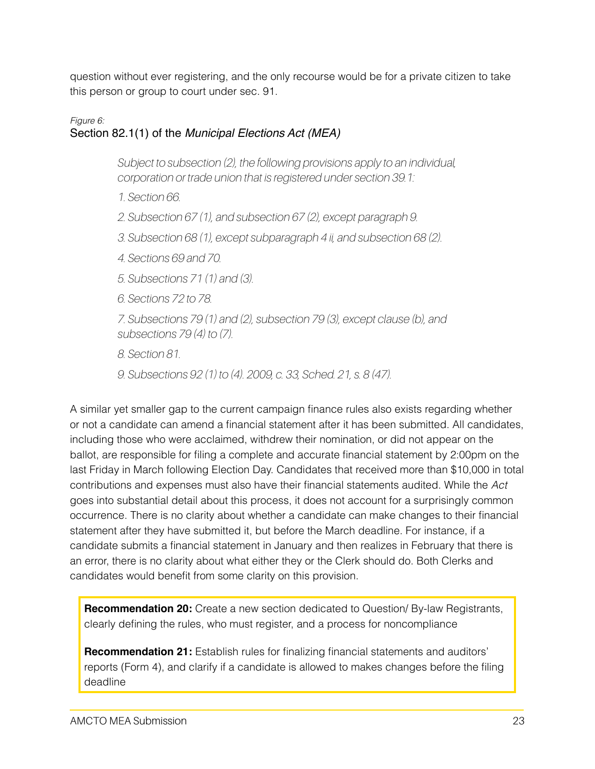question without ever registering, and the only recourse would be for a private citizen to take this person or group to court under sec. 91.

*Figure 6:*
Section 82.1(1) of the *Municipal Elections Act (MEA)*

> *Subject to subsection (2), the following provisions apply to an individual, corporation or trade union that is registered under section 39.1:*
>
> *1. Section 66.*
>
> *2. Subsection 67 (1), and subsection 67 (2), except paragraph 9.*
>
> *3. Subsection 68 (1), except subparagraph 4 ii, and subsection 68 (2).*
>
> *4. Sections 69 and 70.*
>
> *5. Subsections 71 (1) and (3).*
>
> *6. Sections 72 to 78.*
>
> *7. Subsections 79 (1) and (2), subsection 79 (3), except clause (b), and subsections 79 (4) to (7).*
>
> *8. Section 81.*
>
> *9. Subsections 92 (1) to (4). 2009, c. 33, Sched. 21, s. 8 (47).*

A similar yet smaller gap to the current campaign finance rules also exists regarding whether or not a candidate can amend a financial statement after it has been submitted. All candidates, including those who were acclaimed, withdrew their nomination, or did not appear on the ballot, are responsible for filing a complete and accurate financial statement by 2:00pm on the last Friday in March following Election Day. Candidates that received more than $10,000 in total contributions and expenses must also have their financial statements audited. While the *Act* goes into substantial detail about this process, it does not account for a surprisingly common occurrence. There is no clarity about whether a candidate can make changes to their financial statement after they have submitted it, but before the March deadline. For instance, if a candidate submits a financial statement in January and then realizes in February that there is an error, there is no clarity about what either they or the Clerk should do. Both Clerks and candidates would benefit from some clarity on this provision.

**Recommendation 20:** Create a new section dedicated to Question/ By-law Registrants, clearly defining the rules, who must register, and a process for noncompliance

**Recommendation 21:** Establish rules for finalizing financial statements and auditors' reports (Form 4), and clarify if a candidate is allowed to makes changes before the filing deadline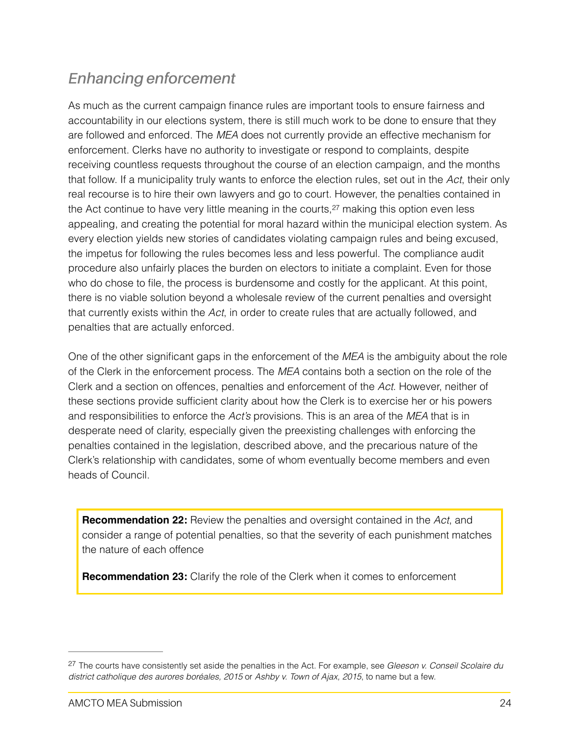## *Enhancing enforcement*

As much as the current campaign finance rules are important tools to ensure fairness and accountability in our elections system, there is still much work to be done to ensure that they are followed and enforced. The *MEA* does not currently provide an effective mechanism for enforcement. Clerks have no authority to investigate or respond to complaints, despite receiving countless requests throughout the course of an election campaign, and the months that follow. If a municipality truly wants to enforce the election rules, set out in the *Act*, their only real recourse is to hire their own lawyers and go to court. However, the penalties contained in the Act continue to have very little meaning in the courts,[27] making this option even less appealing, and creating the potential for moral hazard within the municipal election system. As every election yields new stories of candidates violating campaign rules and being excused, the impetus for following the rules becomes less and less powerful. The compliance audit procedure also unfairly places the burden on electors to initiate a complaint. Even for those who do chose to file, the process is burdensome and costly for the applicant. At this point, there is no viable solution beyond a wholesale review of the current penalties and oversight that currently exists within the *Act*, in order to create rules that are actually followed, and penalties that are actually enforced.

One of the other significant gaps in the enforcement of the *MEA* is the ambiguity about the role of the Clerk in the enforcement process. The *MEA* contains both a section on the role of the Clerk and a section on offences, penalties and enforcement of the *Act*. However, neither of these sections provide sufficient clarity about how the Clerk is to exercise her or his powers and responsibilities to enforce the *Act's* provisions. This is an area of the *MEA* that is in desperate need of clarity, especially given the preexisting challenges with enforcing the penalties contained in the legislation, described above, and the precarious nature of the Clerk's relationship with candidates, some of whom eventually become members and even heads of Council.

**Recommendation 22:** Review the penalties and oversight contained in the *Act*, and consider a range of potential penalties, so that the severity of each punishment matches the nature of each offence

**Recommendation 23:** Clarify the role of the Clerk when it comes to enforcement

---

[27] The courts have consistently set aside the penalties in the Act. For example, see *Gleeson v. Conseil Scolaire du district catholique des aurores boréales, 2015* or *Ashby v. Town of Ajax, 2015*, to name but a few.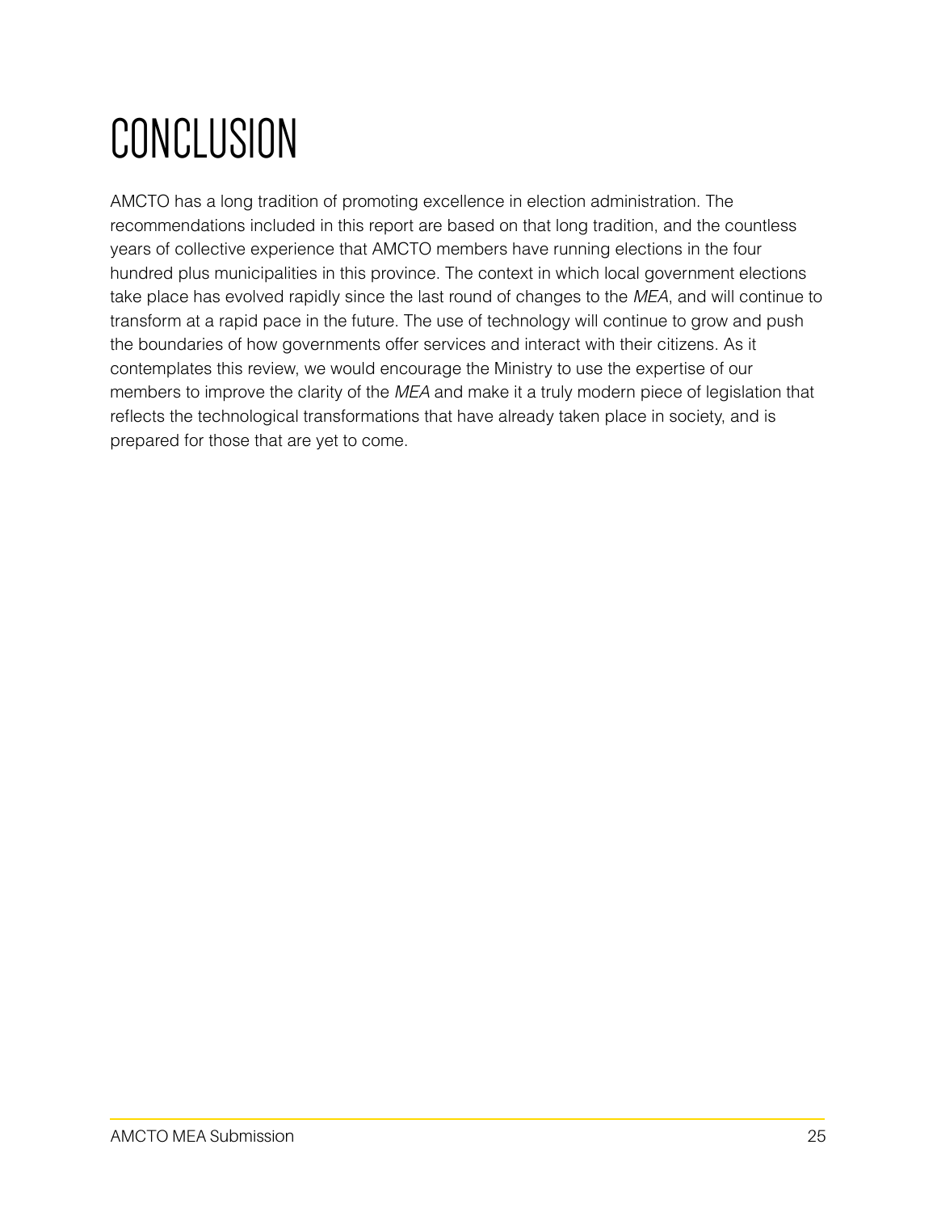# CONCLUSION

AMCTO has a long tradition of promoting excellence in election administration. The recommendations included in this report are based on that long tradition, and the countless years of collective experience that AMCTO members have running elections in the four hundred plus municipalities in this province. The context in which local government elections take place has evolved rapidly since the last round of changes to the *MEA*, and will continue to transform at a rapid pace in the future. The use of technology will continue to grow and push the boundaries of how governments offer services and interact with their citizens. As it contemplates this review, we would encourage the Ministry to use the expertise of our members to improve the clarity of the *MEA* and make it a truly modern piece of legislation that reflects the technological transformations that have already taken place in society, and is prepared for those that are yet to come.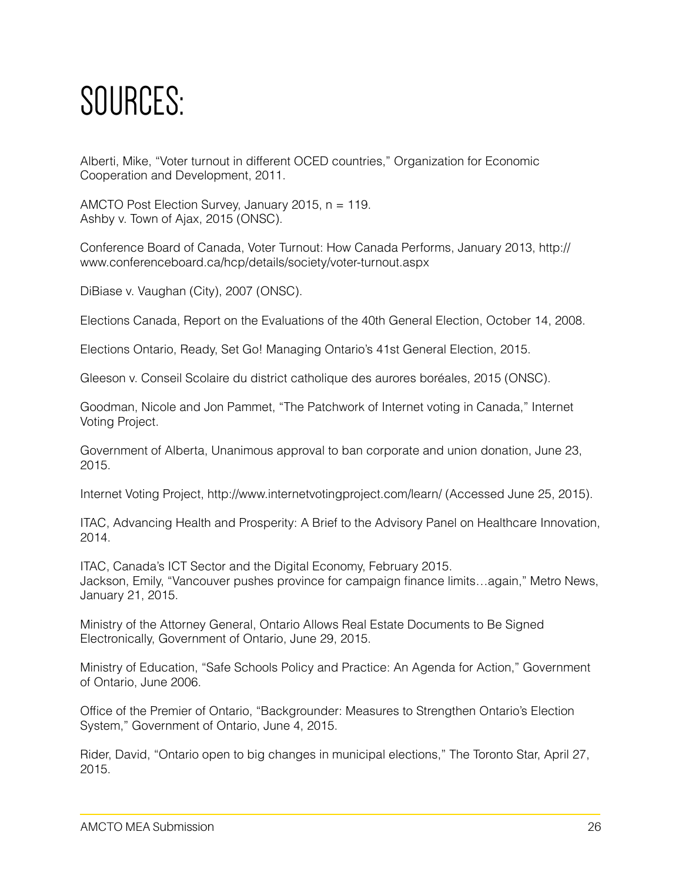# SOURCES:

Alberti, Mike, "Voter turnout in different OCED countries," Organization for Economic Cooperation and Development, 2011.

AMCTO Post Election Survey, January 2015, n = 119.
Ashby v. Town of Ajax, 2015 (ONSC).

Conference Board of Canada, Voter Turnout: How Canada Performs, January 2013, http://www.conferenceboard.ca/hcp/details/society/voter-turnout.aspx

DiBiase v. Vaughan (City), 2007 (ONSC).

Elections Canada, Report on the Evaluations of the 40th General Election, October 14, 2008.

Elections Ontario, Ready, Set Go! Managing Ontario's 41st General Election, 2015.

Gleeson v. Conseil Scolaire du district catholique des aurores boréales, 2015 (ONSC).

Goodman, Nicole and Jon Pammet, "The Patchwork of Internet voting in Canada," Internet Voting Project.

Government of Alberta, Unanimous approval to ban corporate and union donation, June 23, 2015.

Internet Voting Project, http://www.internetvotingproject.com/learn/ (Accessed June 25, 2015).

ITAC, Advancing Health and Prosperity: A Brief to the Advisory Panel on Healthcare Innovation, 2014.

ITAC, Canada's ICT Sector and the Digital Economy, February 2015.
Jackson, Emily, "Vancouver pushes province for campaign finance limits…again," Metro News, January 21, 2015.

Ministry of the Attorney General, Ontario Allows Real Estate Documents to Be Signed Electronically, Government of Ontario, June 29, 2015.

Ministry of Education, "Safe Schools Policy and Practice: An Agenda for Action," Government of Ontario, June 2006.

Office of the Premier of Ontario, "Backgrounder: Measures to Strengthen Ontario's Election System," Government of Ontario, June 4, 2015.

Rider, David, "Ontario open to big changes in municipal elections," The Toronto Star, April 27, 2015.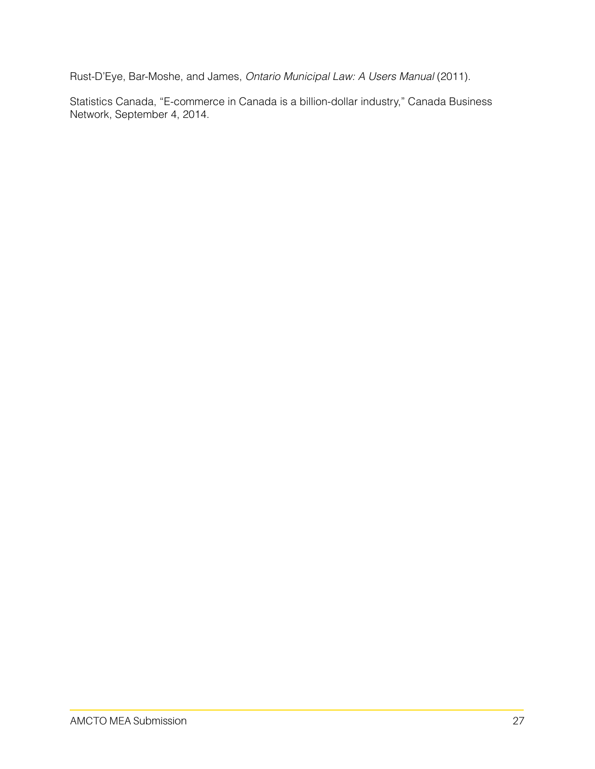Rust-D'Eye, Bar-Moshe, and James, *Ontario Municipal Law: A Users Manual* (2011).

Statistics Canada, "E-commerce in Canada is a billion-dollar industry," Canada Business Network, September 4, 2014.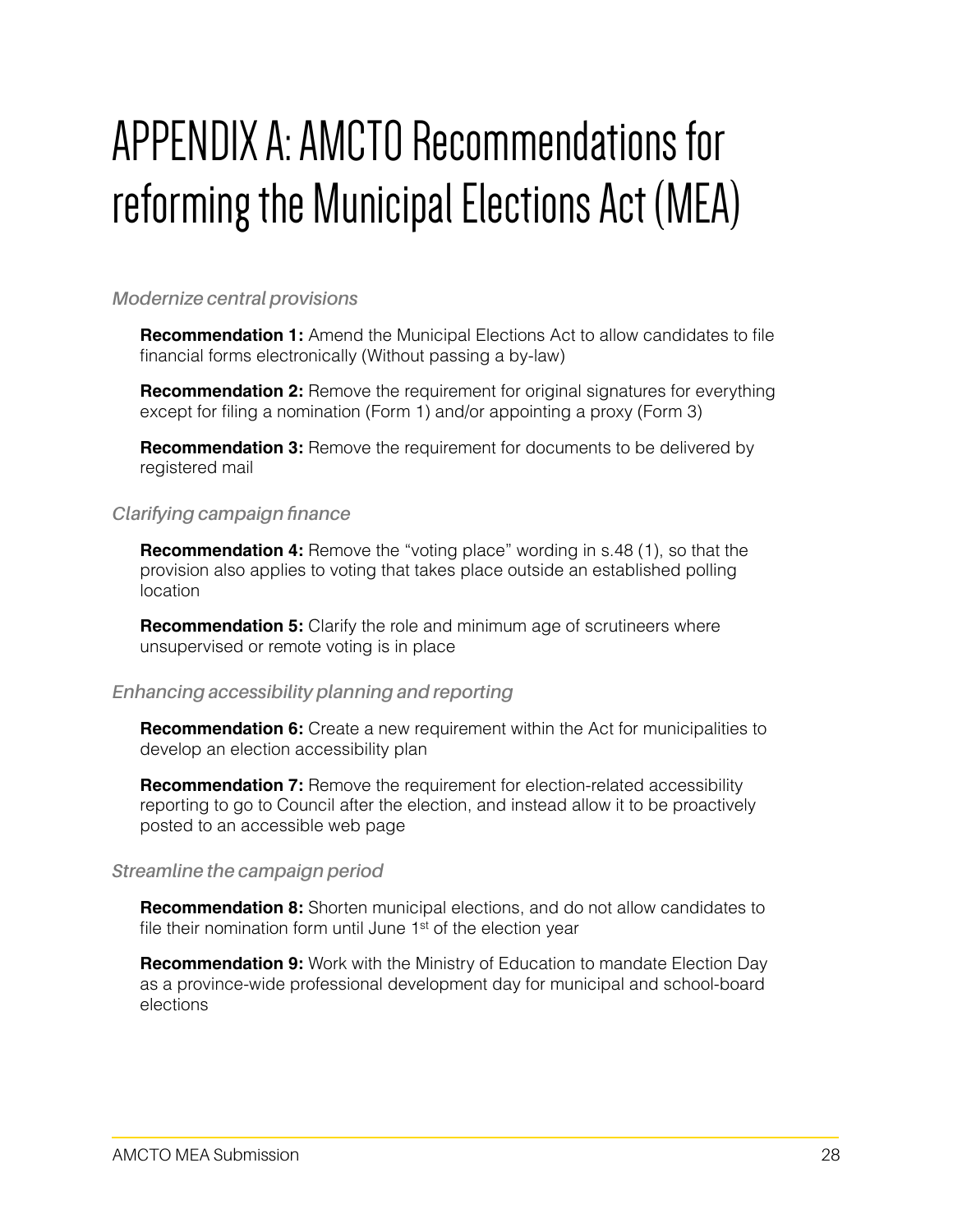# APPENDIX A: AMCTO Recommendations for reforming the Municipal Elections Act (MEA)

### *Modernize central provisions*

**Recommendation 1:** Amend the Municipal Elections Act to allow candidates to file financial forms electronically (Without passing a by-law)

**Recommendation 2:** Remove the requirement for original signatures for everything except for filing a nomination (Form 1) and/or appointing a proxy (Form 3)

**Recommendation 3:** Remove the requirement for documents to be delivered by registered mail

### *Clarifying campaign finance*

**Recommendation 4:** Remove the "voting place" wording in s.48 (1), so that the provision also applies to voting that takes place outside an established polling location

**Recommendation 5:** Clarify the role and minimum age of scrutineers where unsupervised or remote voting is in place

### *Enhancing accessibility planning and reporting*

**Recommendation 6:** Create a new requirement within the Act for municipalities to develop an election accessibility plan

**Recommendation 7:** Remove the requirement for election-related accessibility reporting to go to Council after the election, and instead allow it to be proactively posted to an accessible web page

### *Streamline the campaign period*

**Recommendation 8:** Shorten municipal elections, and do not allow candidates to file their nomination form until June 1st of the election year

**Recommendation 9:** Work with the Ministry of Education to mandate Election Day as a province-wide professional development day for municipal and school-board elections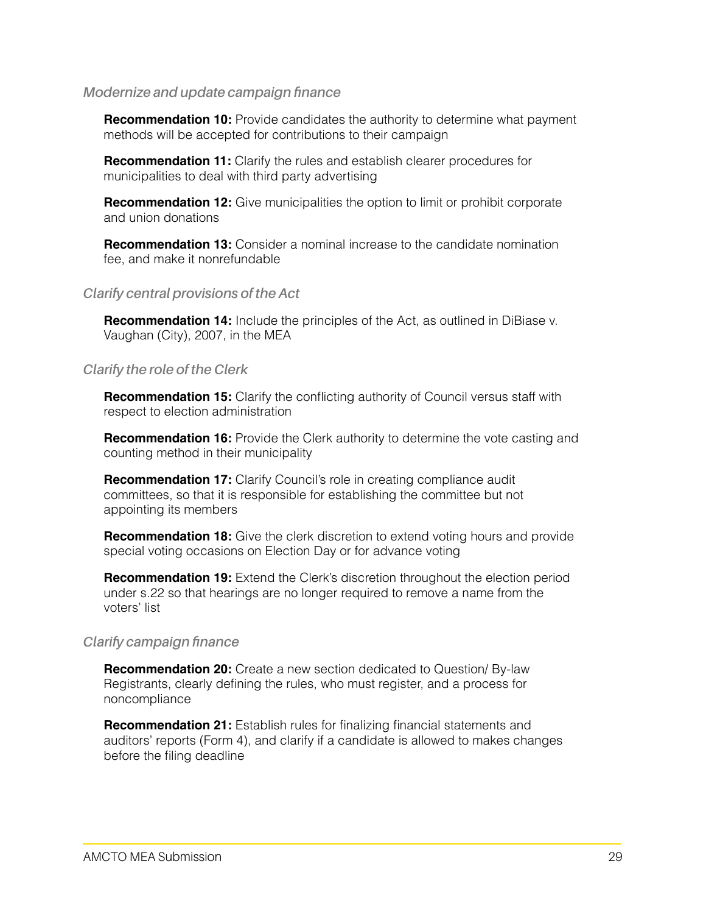*Modernize and update campaign finance*

**Recommendation 10:** Provide candidates the authority to determine what payment methods will be accepted for contributions to their campaign

**Recommendation 11:** Clarify the rules and establish clearer procedures for municipalities to deal with third party advertising

**Recommendation 12:** Give municipalities the option to limit or prohibit corporate and union donations

**Recommendation 13:** Consider a nominal increase to the candidate nomination fee, and make it nonrefundable

*Clarify central provisions of the Act*

**Recommendation 14:** Include the principles of the Act, as outlined in DiBiase v. Vaughan (City), 2007, in the MEA

*Clarify the role of the Clerk*

**Recommendation 15:** Clarify the conflicting authority of Council versus staff with respect to election administration

**Recommendation 16:** Provide the Clerk authority to determine the vote casting and counting method in their municipality

**Recommendation 17:** Clarify Council's role in creating compliance audit committees, so that it is responsible for establishing the committee but not appointing its members

**Recommendation 18:** Give the clerk discretion to extend voting hours and provide special voting occasions on Election Day or for advance voting

**Recommendation 19:** Extend the Clerk's discretion throughout the election period under s.22 so that hearings are no longer required to remove a name from the voters' list

*Clarify campaign finance*

**Recommendation 20:** Create a new section dedicated to Question/ By-law Registrants, clearly defining the rules, who must register, and a process for noncompliance

**Recommendation 21:** Establish rules for finalizing financial statements and auditors' reports (Form 4), and clarify if a candidate is allowed to makes changes before the filing deadline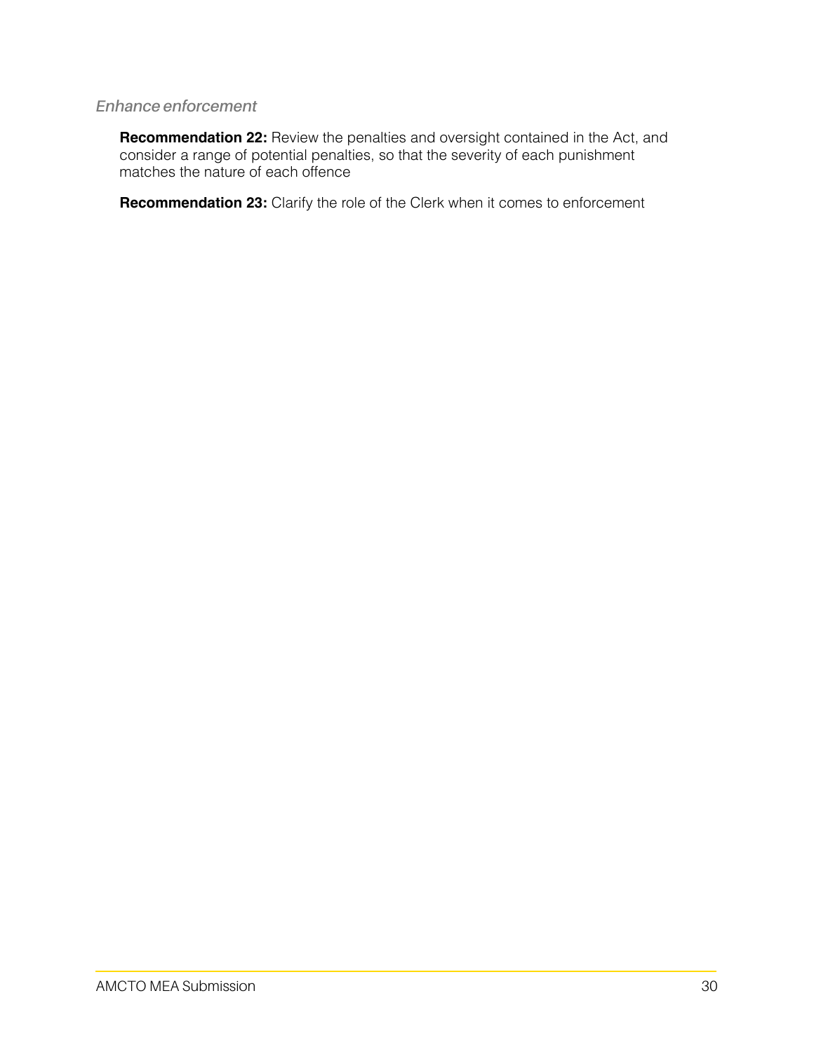*Enhance enforcement*

**Recommendation 22:** Review the penalties and oversight contained in the Act, and consider a range of potential penalties, so that the severity of each punishment matches the nature of each offence

**Recommendation 23:** Clarify the role of the Clerk when it comes to enforcement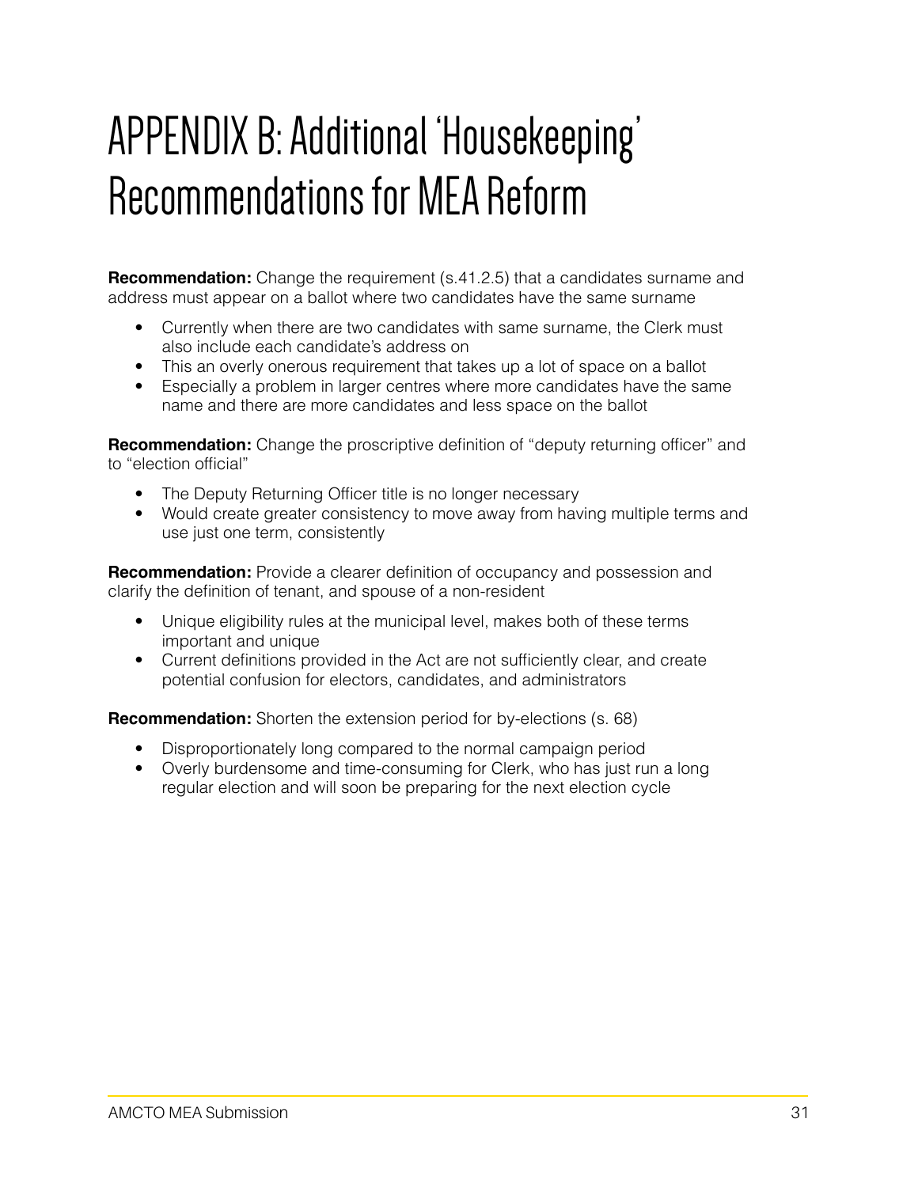# APPENDIX B: Additional 'Housekeeping' Recommendations for MEA Reform

**Recommendation:** Change the requirement (s.41.2.5) that a candidates surname and address must appear on a ballot where two candidates have the same surname

- Currently when there are two candidates with same surname, the Clerk must also include each candidate's address on
- This an overly onerous requirement that takes up a lot of space on a ballot
- Especially a problem in larger centres where more candidates have the same name and there are more candidates and less space on the ballot

**Recommendation:** Change the proscriptive definition of "deputy returning officer" and to "election official"

- The Deputy Returning Officer title is no longer necessary
- Would create greater consistency to move away from having multiple terms and use just one term, consistently

**Recommendation:** Provide a clearer definition of occupancy and possession and clarify the definition of tenant, and spouse of a non-resident

- Unique eligibility rules at the municipal level, makes both of these terms important and unique
- Current definitions provided in the Act are not sufficiently clear, and create potential confusion for electors, candidates, and administrators

**Recommendation:** Shorten the extension period for by-elections (s. 68)

- Disproportionately long compared to the normal campaign period
- Overly burdensome and time-consuming for Clerk, who has just run a long regular election and will soon be preparing for the next election cycle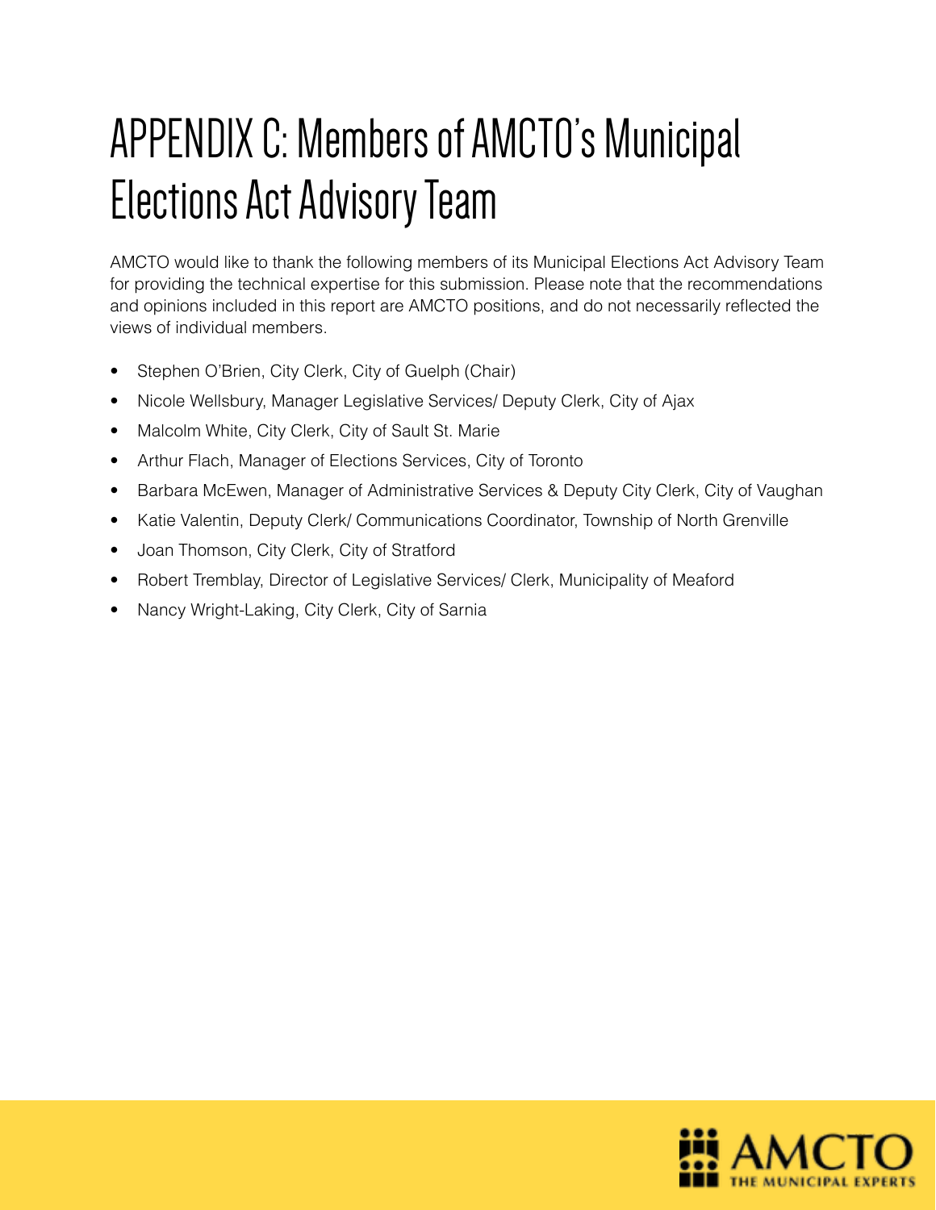# APPENDIX C: Members of AMCTO's Municipal Elections Act Advisory Team

AMCTO would like to thank the following members of its Municipal Elections Act Advisory Team for providing the technical expertise for this submission. Please note that the recommendations and opinions included in this report are AMCTO positions, and do not necessarily reflected the views of individual members.

- Stephen O'Brien, City Clerk, City of Guelph (Chair)
- Nicole Wellsbury, Manager Legislative Services/ Deputy Clerk, City of Ajax
- Malcolm White, City Clerk, City of Sault St. Marie
- Arthur Flach, Manager of Elections Services, City of Toronto
- Barbara McEwen, Manager of Administrative Services & Deputy City Clerk, City of Vaughan
- Katie Valentin, Deputy Clerk/ Communications Coordinator, Township of North Grenville
- Joan Thomson, City Clerk, City of Stratford
- Robert Tremblay, Director of Legislative Services/ Clerk, Municipality of Meaford
- Nancy Wright-Laking, City Clerk, City of Sarnia

AMCTO
THE MUNICIPAL EXPERTS